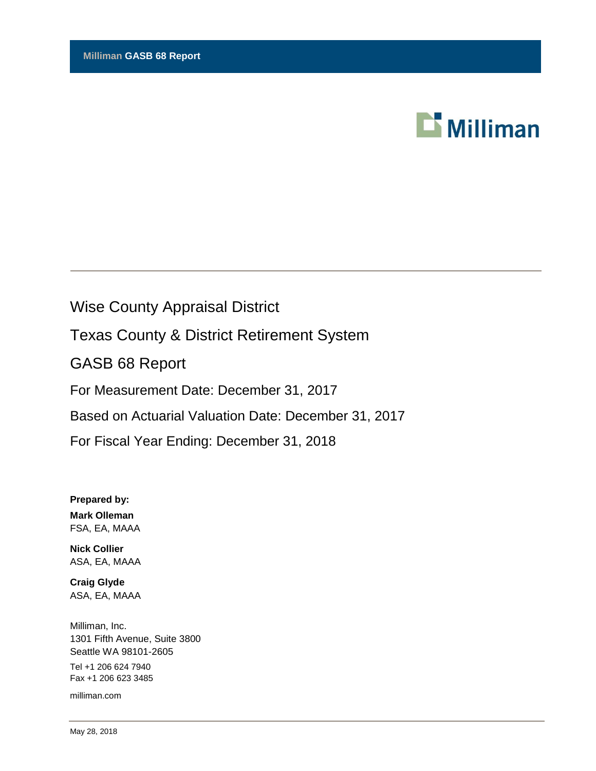**Milliman GASB 68 Report**

Milliman

# Wise County Appraisal District

## Texas County & District Retirement System

## GASB 68 Report

For Measurement Date: December 31, 2017

Based on Actuarial Valuation Date: December 31, 2017

For Fiscal Year Ending: December 31, 2018

**Prepared by:**

**Mark Olleman**
FSA, EA, MAAA

**Nick Collier**
ASA, EA, MAAA

**Craig Glyde**
ASA, EA, MAAA

Milliman, Inc.
1301 Fifth Avenue, Suite 3800
Seattle WA 98101-2605

Tel +1 206 624 7940
Fax +1 206 623 3485

milliman.com

May 28, 2018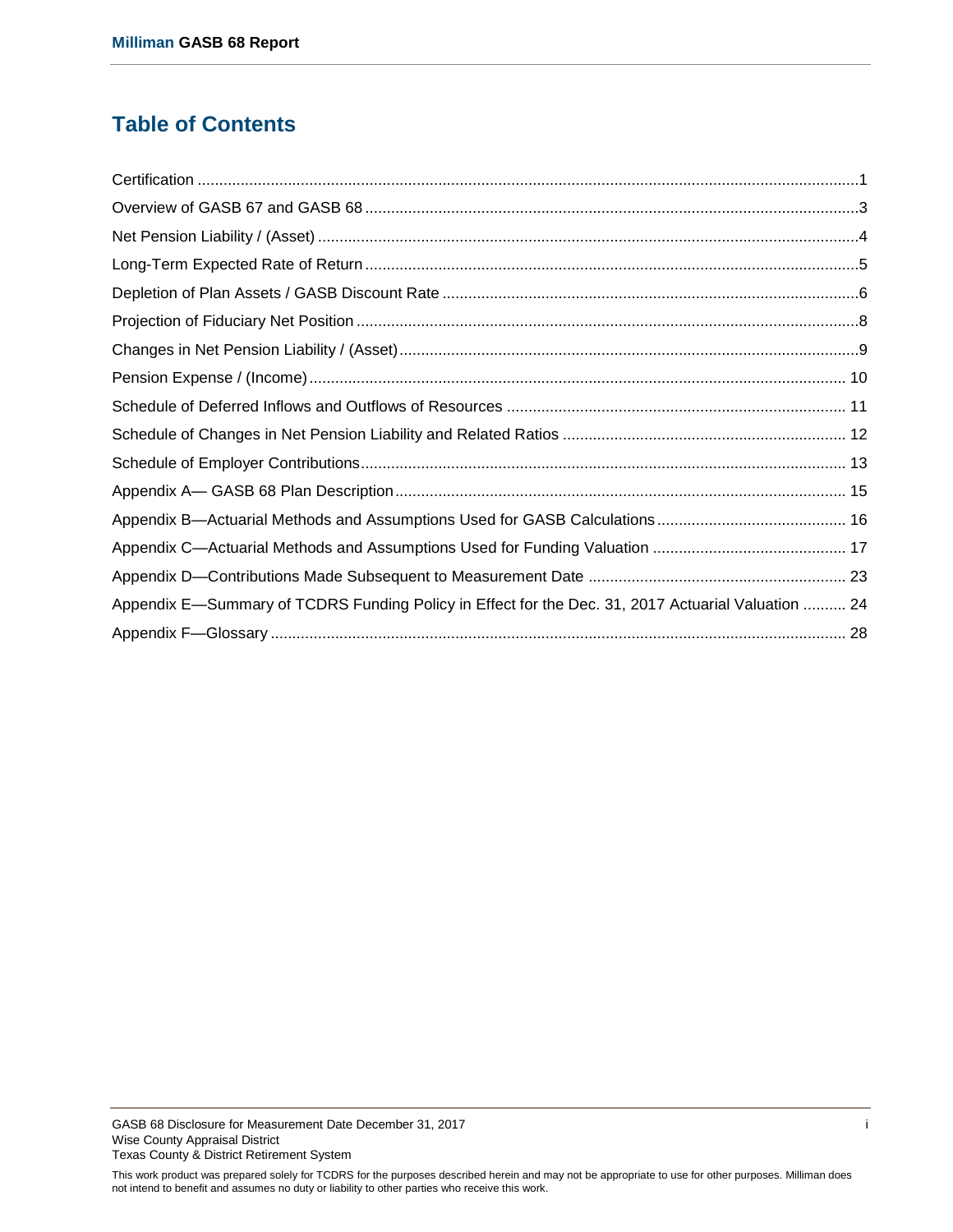## Table of Contents

Certification ........................................................................................................................................................1

Overview of GASB 67 and GASB 68 ..................................................................................................................3

Net Pension Liability / (Asset) .............................................................................................................................4

Long-Term Expected Rate of Return ..................................................................................................................5

Depletion of Plan Assets / GASB Discount Rate ................................................................................................6

Projection of Fiduciary Net Position ....................................................................................................................8

Changes in Net Pension Liability / (Asset)..........................................................................................................9

Pension Expense / (Income)............................................................................................................................ 10

Schedule of Deferred Inflows and Outflows of Resources ............................................................................... 11

Schedule of Changes in Net Pension Liability and Related Ratios .................................................................. 12

Schedule of Employer Contributions................................................................................................................. 13

Appendix A— GASB 68 Plan Description......................................................................................................... 15

Appendix B—Actuarial Methods and Assumptions Used for GASB Calculations ............................................ 16

Appendix C—Actuarial Methods and Assumptions Used for Funding Valuation ............................................. 17

Appendix D—Contributions Made Subsequent to Measurement Date ............................................................ 23

Appendix E—Summary of TCDRS Funding Policy in Effect for the Dec. 31, 2017 Actuarial Valuation .......... 24

Appendix F—Glossary ..................................................................................................................................... 28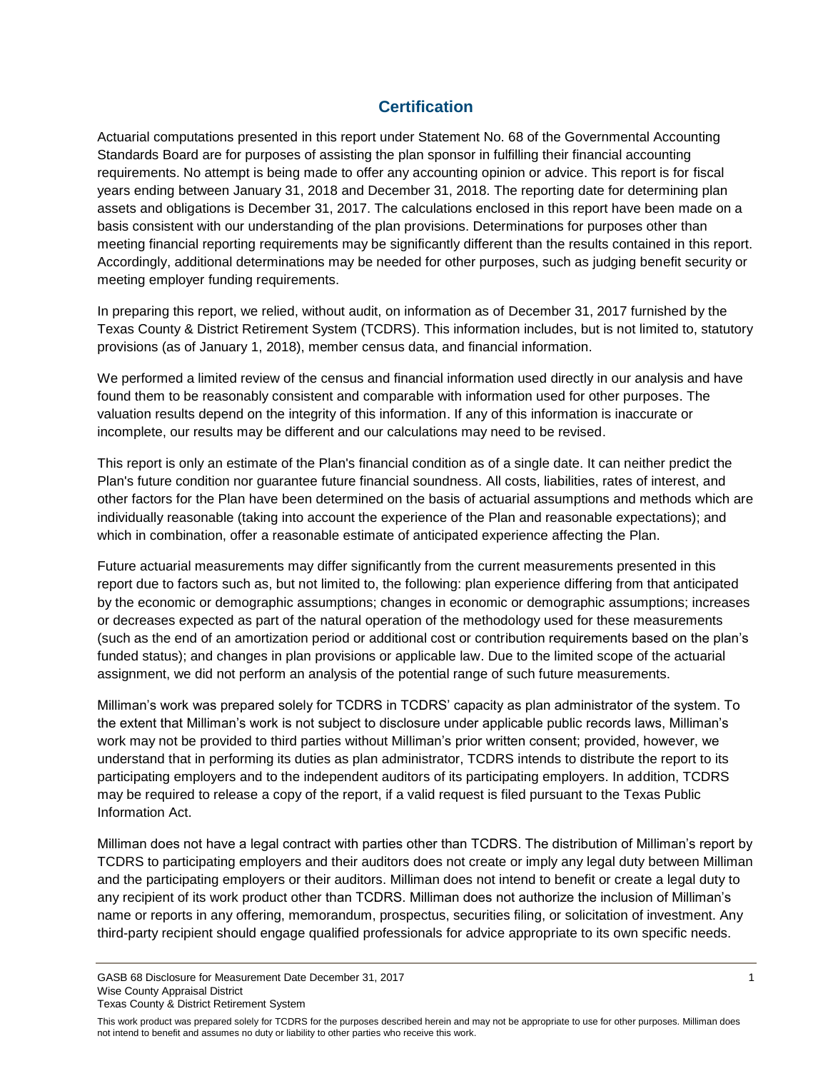## Certification

Actuarial computations presented in this report under Statement No. 68 of the Governmental Accounting Standards Board are for purposes of assisting the plan sponsor in fulfilling their financial accounting requirements. No attempt is being made to offer any accounting opinion or advice. This report is for fiscal years ending between January 31, 2018 and December 31, 2018. The reporting date for determining plan assets and obligations is December 31, 2017. The calculations enclosed in this report have been made on a basis consistent with our understanding of the plan provisions. Determinations for purposes other than meeting financial reporting requirements may be significantly different than the results contained in this report. Accordingly, additional determinations may be needed for other purposes, such as judging benefit security or meeting employer funding requirements.

In preparing this report, we relied, without audit, on information as of December 31, 2017 furnished by the Texas County & District Retirement System (TCDRS). This information includes, but is not limited to, statutory provisions (as of January 1, 2018), member census data, and financial information.

We performed a limited review of the census and financial information used directly in our analysis and have found them to be reasonably consistent and comparable with information used for other purposes. The valuation results depend on the integrity of this information. If any of this information is inaccurate or incomplete, our results may be different and our calculations may need to be revised.

This report is only an estimate of the Plan's financial condition as of a single date. It can neither predict the Plan's future condition nor guarantee future financial soundness. All costs, liabilities, rates of interest, and other factors for the Plan have been determined on the basis of actuarial assumptions and methods which are individually reasonable (taking into account the experience of the Plan and reasonable expectations); and which in combination, offer a reasonable estimate of anticipated experience affecting the Plan.

Future actuarial measurements may differ significantly from the current measurements presented in this report due to factors such as, but not limited to, the following: plan experience differing from that anticipated by the economic or demographic assumptions; changes in economic or demographic assumptions; increases or decreases expected as part of the natural operation of the methodology used for these measurements (such as the end of an amortization period or additional cost or contribution requirements based on the plan's funded status); and changes in plan provisions or applicable law. Due to the limited scope of the actuarial assignment, we did not perform an analysis of the potential range of such future measurements.

Milliman's work was prepared solely for TCDRS in TCDRS' capacity as plan administrator of the system. To the extent that Milliman's work is not subject to disclosure under applicable public records laws, Milliman's work may not be provided to third parties without Milliman's prior written consent; provided, however, we understand that in performing its duties as plan administrator, TCDRS intends to distribute the report to its participating employers and to the independent auditors of its participating employers. In addition, TCDRS may be required to release a copy of the report, if a valid request is filed pursuant to the Texas Public Information Act.

Milliman does not have a legal contract with parties other than TCDRS. The distribution of Milliman's report by TCDRS to participating employers and their auditors does not create or imply any legal duty between Milliman and the participating employers or their auditors. Milliman does not intend to benefit or create a legal duty to any recipient of its work product other than TCDRS. Milliman does not authorize the inclusion of Milliman's name or reports in any offering, memorandum, prospectus, securities filing, or solicitation of investment. Any third-party recipient should engage qualified professionals for advice appropriate to its own specific needs.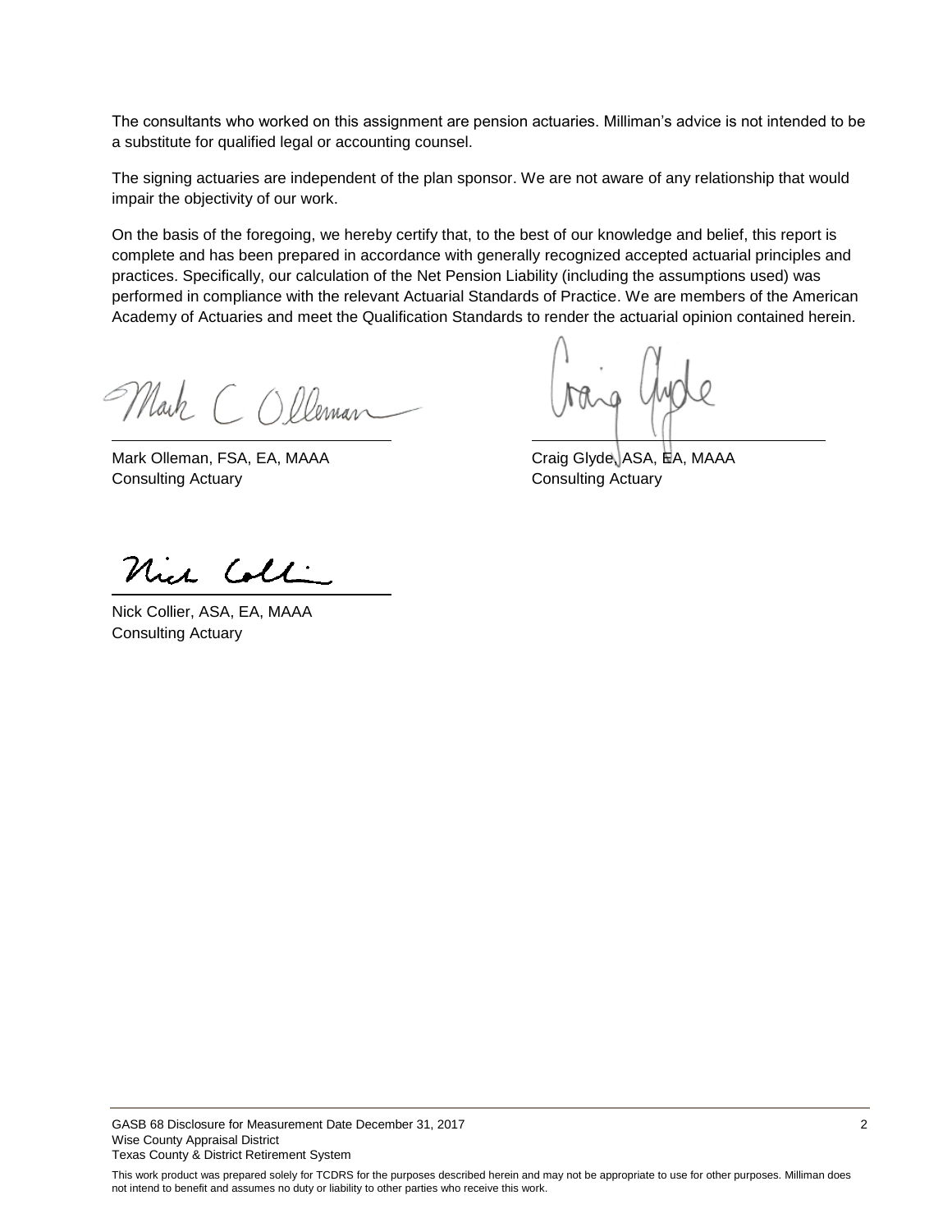The consultants who worked on this assignment are pension actuaries. Milliman's advice is not intended to be a substitute for qualified legal or accounting counsel.

The signing actuaries are independent of the plan sponsor. We are not aware of any relationship that would impair the objectivity of our work.

On the basis of the foregoing, we hereby certify that, to the best of our knowledge and belief, this report is complete and has been prepared in accordance with generally recognized accepted actuarial principles and practices. Specifically, our calculation of the Net Pension Liability (including the assumptions used) was performed in compliance with the relevant Actuarial Standards of Practice. We are members of the American Academy of Actuaries and meet the Qualification Standards to render the actuarial opinion contained herein.

Mark Olleman, FSA, EA, MAAA
Consulting Actuary

Craig Glyde, ASA, EA, MAAA
Consulting Actuary

Nick Collier, ASA, EA, MAAA
Consulting Actuary

This work product was prepared solely for TCDRS for the purposes described herein and may not be appropriate to use for other purposes. Milliman does not intend to benefit and assumes no duty or liability to other parties who receive this work.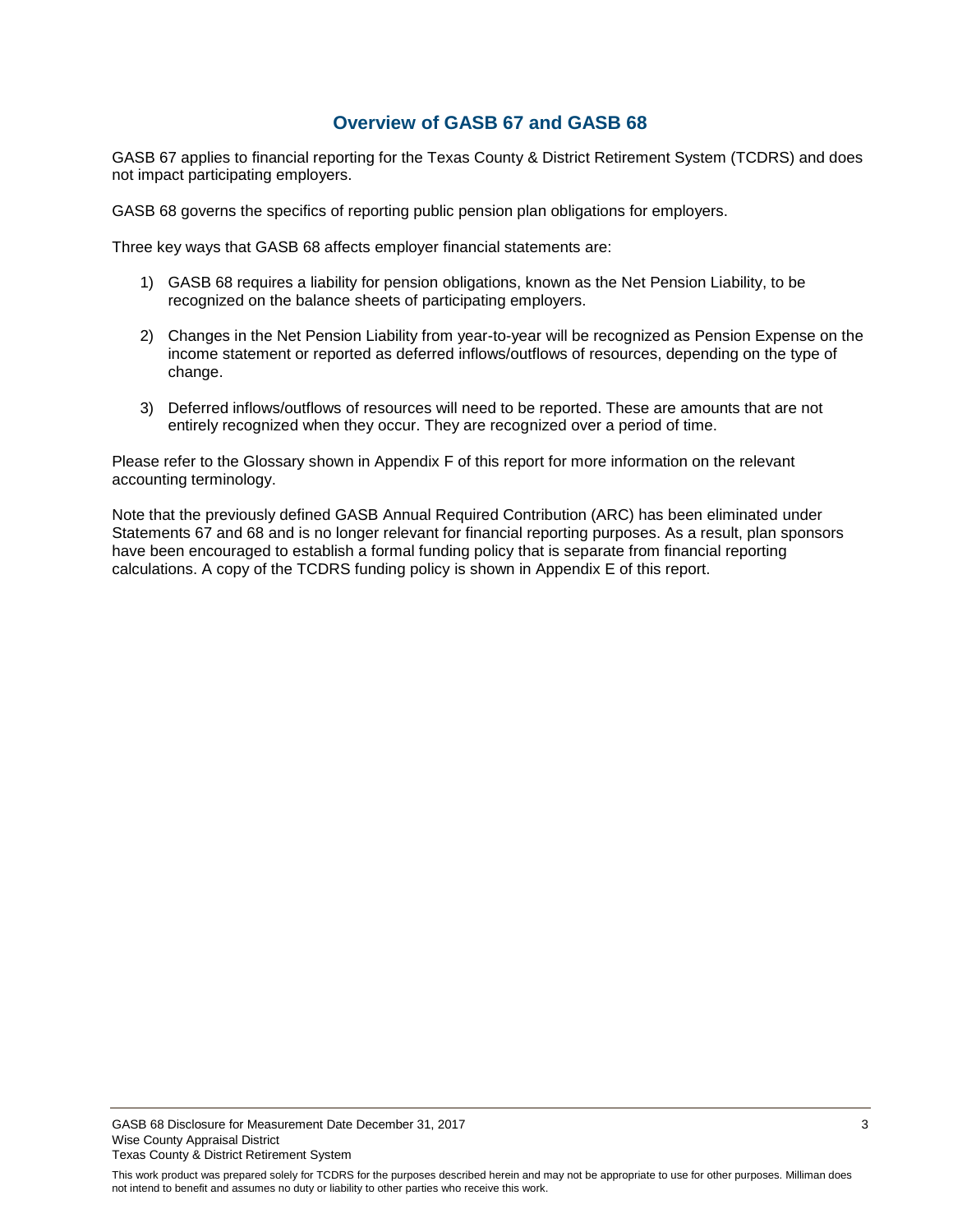# Overview of GASB 67 and GASB 68

GASB 67 applies to financial reporting for the Texas County & District Retirement System (TCDRS) and does not impact participating employers.

GASB 68 governs the specifics of reporting public pension plan obligations for employers.

Three key ways that GASB 68 affects employer financial statements are:

1) GASB 68 requires a liability for pension obligations, known as the Net Pension Liability, to be recognized on the balance sheets of participating employers.

2) Changes in the Net Pension Liability from year-to-year will be recognized as Pension Expense on the income statement or reported as deferred inflows/outflows of resources, depending on the type of change.

3) Deferred inflows/outflows of resources will need to be reported. These are amounts that are not entirely recognized when they occur. They are recognized over a period of time.

Please refer to the Glossary shown in Appendix F of this report for more information on the relevant accounting terminology.

Note that the previously defined GASB Annual Required Contribution (ARC) has been eliminated under Statements 67 and 68 and is no longer relevant for financial reporting purposes. As a result, plan sponsors have been encouraged to establish a formal funding policy that is separate from financial reporting calculations. A copy of the TCDRS funding policy is shown in Appendix E of this report.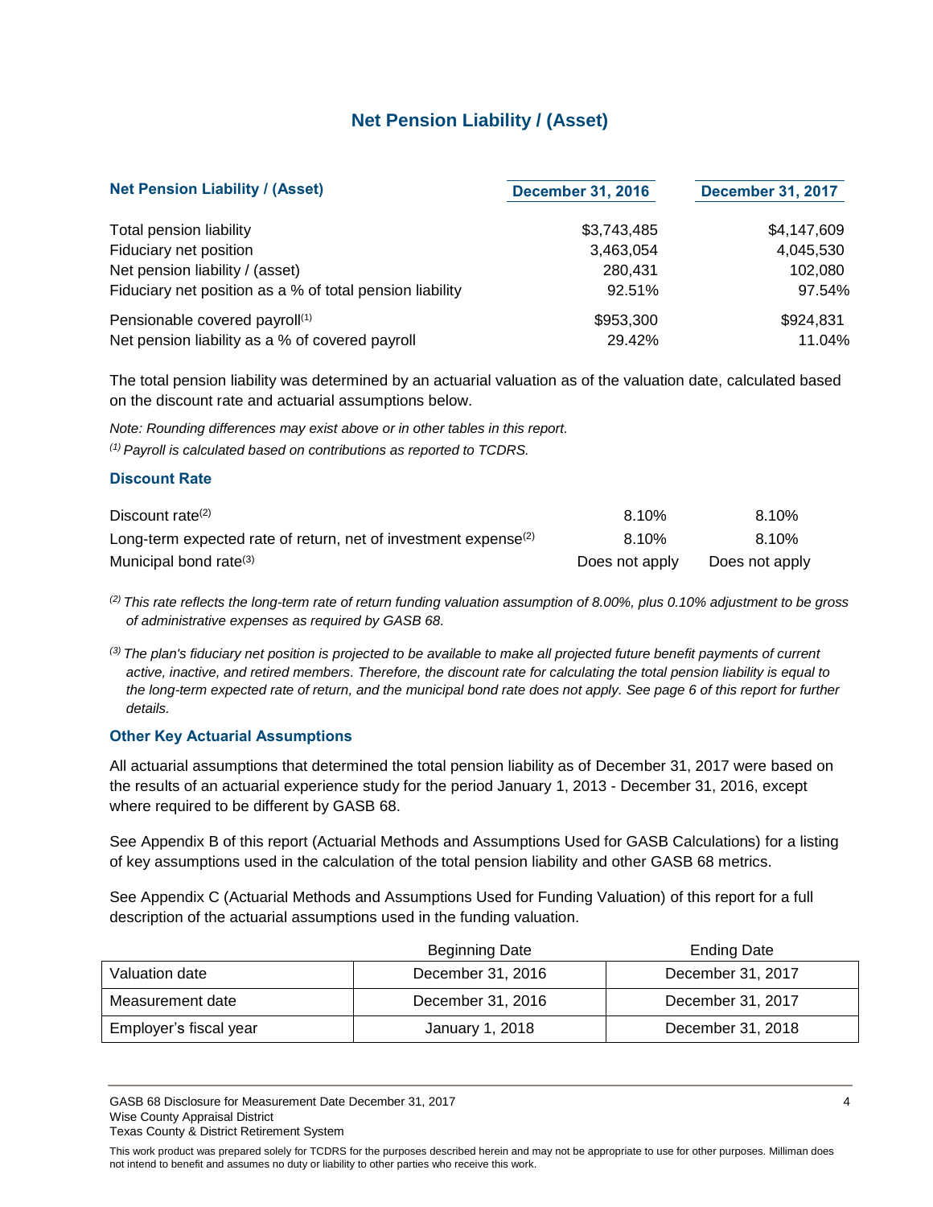# Net Pension Liability / (Asset)

| Net Pension Liability / (Asset) | December 31, 2016 | December 31, 2017 |
|---|---|---|
| Total pension liability | $3,743,485 | $4,147,609 |
| Fiduciary net position | 3,463,054 | 4,045,530 |
| Net pension liability / (asset) | 280,431 | 102,080 |
| Fiduciary net position as a % of total pension liability | 92.51% | 97.54% |
| Pensionable covered payroll[1] | $953,300 | $924,831 |
| Net pension liability as a % of covered payroll | 29.42% | 11.04% |

The total pension liability was determined by an actuarial valuation as of the valuation date, calculated based on the discount rate and actuarial assumptions below.

*Note: Rounding differences may exist above or in other tables in this report.*

*[1] Payroll is calculated based on contributions as reported to TCDRS.*

### Discount Rate

| | | |
|---|---|---|
| Discount rate[2] | 8.10% | 8.10% |
| Long-term expected rate of return, net of investment expense[2] | 8.10% | 8.10% |
| Municipal bond rate[3] | Does not apply | Does not apply |

*[2] This rate reflects the long-term rate of return funding valuation assumption of 8.00%, plus 0.10% adjustment to be gross of administrative expenses as required by GASB 68.*

*[3] The plan's fiduciary net position is projected to be available to make all projected future benefit payments of current active, inactive, and retired members. Therefore, the discount rate for calculating the total pension liability is equal to the long-term expected rate of return, and the municipal bond rate does not apply. See page 6 of this report for further details.*

### Other Key Actuarial Assumptions

All actuarial assumptions that determined the total pension liability as of December 31, 2017 were based on the results of an actuarial experience study for the period January 1, 2013 - December 31, 2016, except where required to be different by GASB 68.

See Appendix B of this report (Actuarial Methods and Assumptions Used for GASB Calculations) for a listing of key assumptions used in the calculation of the total pension liability and other GASB 68 metrics.

See Appendix C (Actuarial Methods and Assumptions Used for Funding Valuation) of this report for a full description of the actuarial assumptions used in the funding valuation.

| | Beginning Date | Ending Date |
|---|---|---|
| Valuation date | December 31, 2016 | December 31, 2017 |
| Measurement date | December 31, 2016 | December 31, 2017 |
| Employer's fiscal year | January 1, 2018 | December 31, 2018 |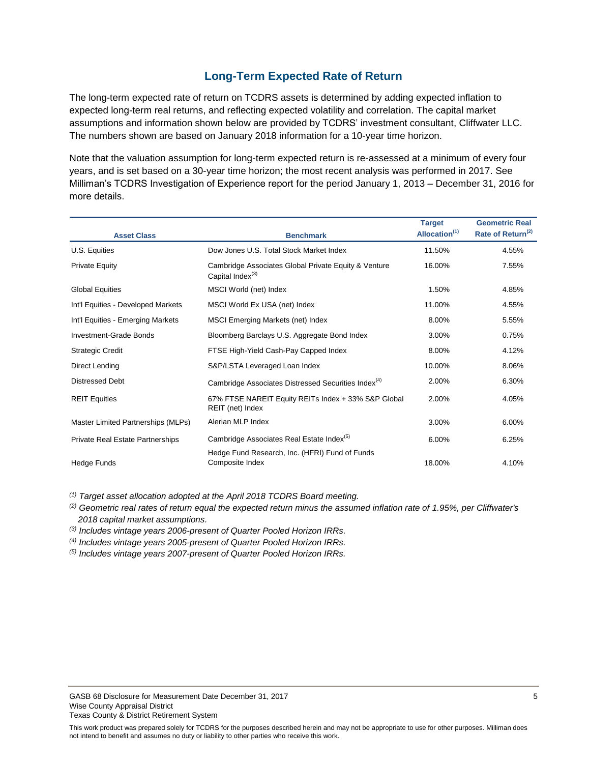## Long-Term Expected Rate of Return

The long-term expected rate of return on TCDRS assets is determined by adding expected inflation to expected long-term real returns, and reflecting expected volatility and correlation. The capital market assumptions and information shown below are provided by TCDRS' investment consultant, Cliffwater LLC. The numbers shown are based on January 2018 information for a 10-year time horizon.

Note that the valuation assumption for long-term expected return is re-assessed at a minimum of every four years, and is set based on a 30-year time horizon; the most recent analysis was performed in 2017. See Milliman's TCDRS Investigation of Experience report for the period January 1, 2013 – December 31, 2016 for more details.

| Asset Class | Benchmark | Target Allocation[(1)] | Geometric Real Rate of Return[(2)] |
|---|---|---|---|
| U.S. Equities | Dow Jones U.S. Total Stock Market Index | 11.50% | 4.55% |
| Private Equity | Cambridge Associates Global Private Equity & Venture Capital Index[(3)] | 16.00% | 7.55% |
| Global Equities | MSCI World (net) Index | 1.50% | 4.85% |
| Int'l Equities - Developed Markets | MSCI World Ex USA (net) Index | 11.00% | 4.55% |
| Int'l Equities - Emerging Markets | MSCI Emerging Markets (net) Index | 8.00% | 5.55% |
| Investment-Grade Bonds | Bloomberg Barclays U.S. Aggregate Bond Index | 3.00% | 0.75% |
| Strategic Credit | FTSE High-Yield Cash-Pay Capped Index | 8.00% | 4.12% |
| Direct Lending | S&P/LSTA Leveraged Loan Index | 10.00% | 8.06% |
| Distressed Debt | Cambridge Associates Distressed Securities Index[(4)] | 2.00% | 6.30% |
| REIT Equities | 67% FTSE NAREIT Equity REITs Index + 33% S&P Global REIT (net) Index | 2.00% | 4.05% |
| Master Limited Partnerships (MLPs) | Alerian MLP Index | 3.00% | 6.00% |
| Private Real Estate Partnerships | Cambridge Associates Real Estate Index[(5)] | 6.00% | 6.25% |
| Hedge Funds | Hedge Fund Research, Inc. (HFRI) Fund of Funds Composite Index | 18.00% | 4.10% |

*[(1)] Target asset allocation adopted at the April 2018 TCDRS Board meeting.*

*[(2)] Geometric real rates of return equal the expected return minus the assumed inflation rate of 1.95%, per Cliffwater's 2018 capital market assumptions.*

*[(3)] Includes vintage years 2006-present of Quarter Pooled Horizon IRRs.*

*[(4)] Includes vintage years 2005-present of Quarter Pooled Horizon IRRs.*

*[(5)] Includes vintage years 2007-present of Quarter Pooled Horizon IRRs.*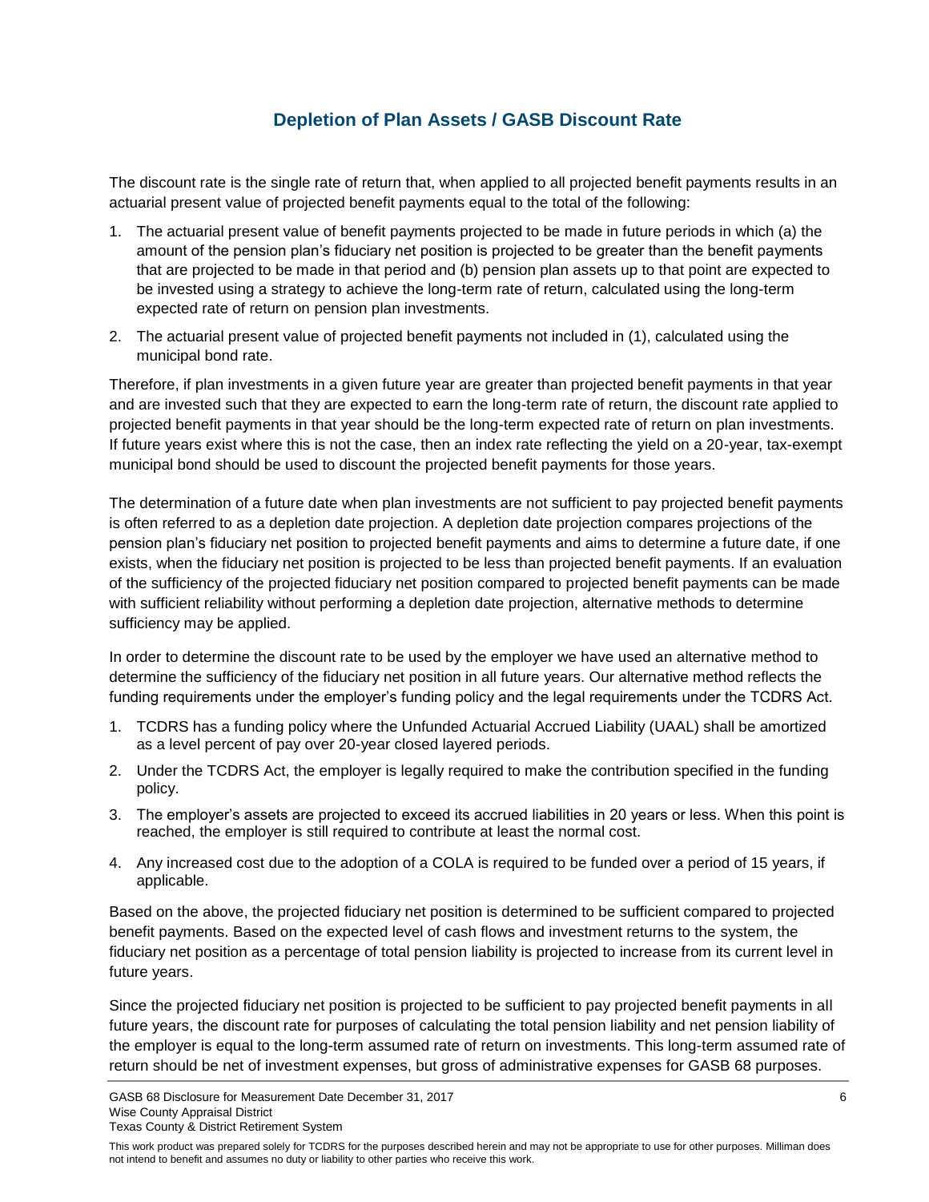## Depletion of Plan Assets / GASB Discount Rate

The discount rate is the single rate of return that, when applied to all projected benefit payments results in an actuarial present value of projected benefit payments equal to the total of the following:

1. The actuarial present value of benefit payments projected to be made in future periods in which (a) the amount of the pension plan's fiduciary net position is projected to be greater than the benefit payments that are projected to be made in that period and (b) pension plan assets up to that point are expected to be invested using a strategy to achieve the long-term rate of return, calculated using the long-term expected rate of return on pension plan investments.
2. The actuarial present value of projected benefit payments not included in (1), calculated using the municipal bond rate.

Therefore, if plan investments in a given future year are greater than projected benefit payments in that year and are invested such that they are expected to earn the long-term rate of return, the discount rate applied to projected benefit payments in that year should be the long-term expected rate of return on plan investments. If future years exist where this is not the case, then an index rate reflecting the yield on a 20-year, tax-exempt municipal bond should be used to discount the projected benefit payments for those years.

The determination of a future date when plan investments are not sufficient to pay projected benefit payments is often referred to as a depletion date projection. A depletion date projection compares projections of the pension plan's fiduciary net position to projected benefit payments and aims to determine a future date, if one exists, when the fiduciary net position is projected to be less than projected benefit payments. If an evaluation of the sufficiency of the projected fiduciary net position compared to projected benefit payments can be made with sufficient reliability without performing a depletion date projection, alternative methods to determine sufficiency may be applied.

In order to determine the discount rate to be used by the employer we have used an alternative method to determine the sufficiency of the fiduciary net position in all future years. Our alternative method reflects the funding requirements under the employer's funding policy and the legal requirements under the TCDRS Act.

1. TCDRS has a funding policy where the Unfunded Actuarial Accrued Liability (UAAL) shall be amortized as a level percent of pay over 20-year closed layered periods.
2. Under the TCDRS Act, the employer is legally required to make the contribution specified in the funding policy.
3. The employer's assets are projected to exceed its accrued liabilities in 20 years or less. When this point is reached, the employer is still required to contribute at least the normal cost.
4. Any increased cost due to the adoption of a COLA is required to be funded over a period of 15 years, if applicable.

Based on the above, the projected fiduciary net position is determined to be sufficient compared to projected benefit payments. Based on the expected level of cash flows and investment returns to the system, the fiduciary net position as a percentage of total pension liability is projected to increase from its current level in future years.

Since the projected fiduciary net position is projected to be sufficient to pay projected benefit payments in all future years, the discount rate for purposes of calculating the total pension liability and net pension liability of the employer is equal to the long-term assumed rate of return on investments. This long-term assumed rate of return should be net of investment expenses, but gross of administrative expenses for GASB 68 purposes.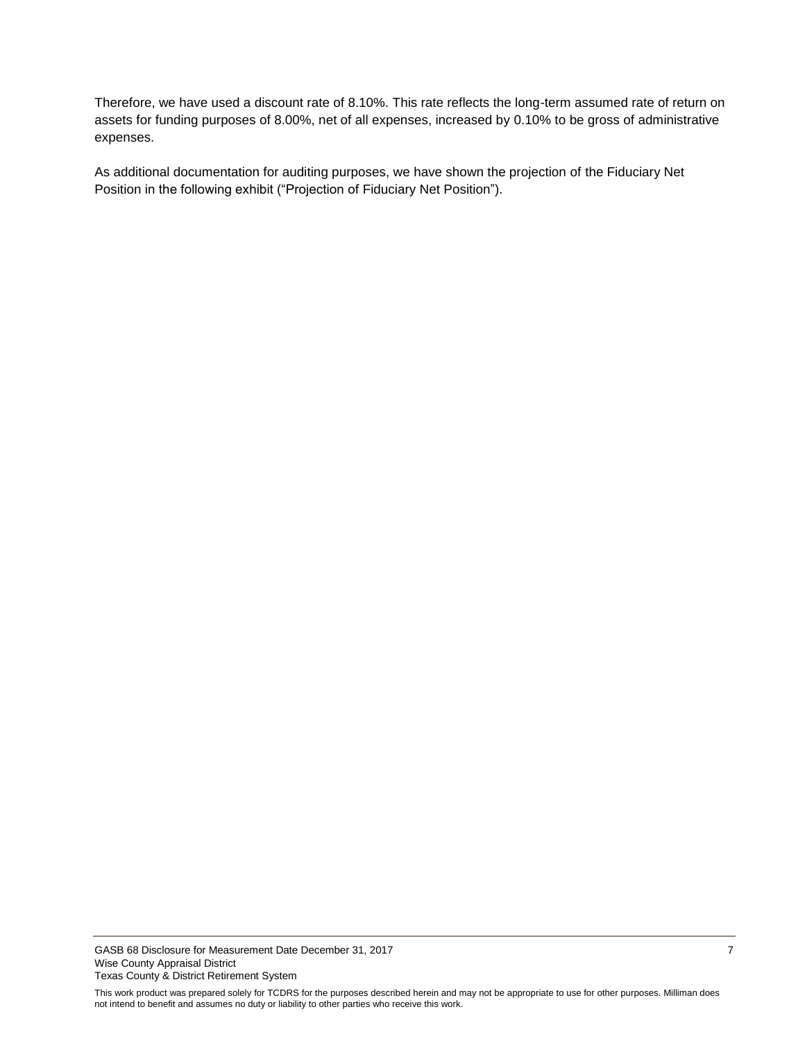Therefore, we have used a discount rate of 8.10%. This rate reflects the long-term assumed rate of return on assets for funding purposes of 8.00%, net of all expenses, increased by 0.10% to be gross of administrative expenses.

As additional documentation for auditing purposes, we have shown the projection of the Fiduciary Net Position in the following exhibit ("Projection of Fiduciary Net Position").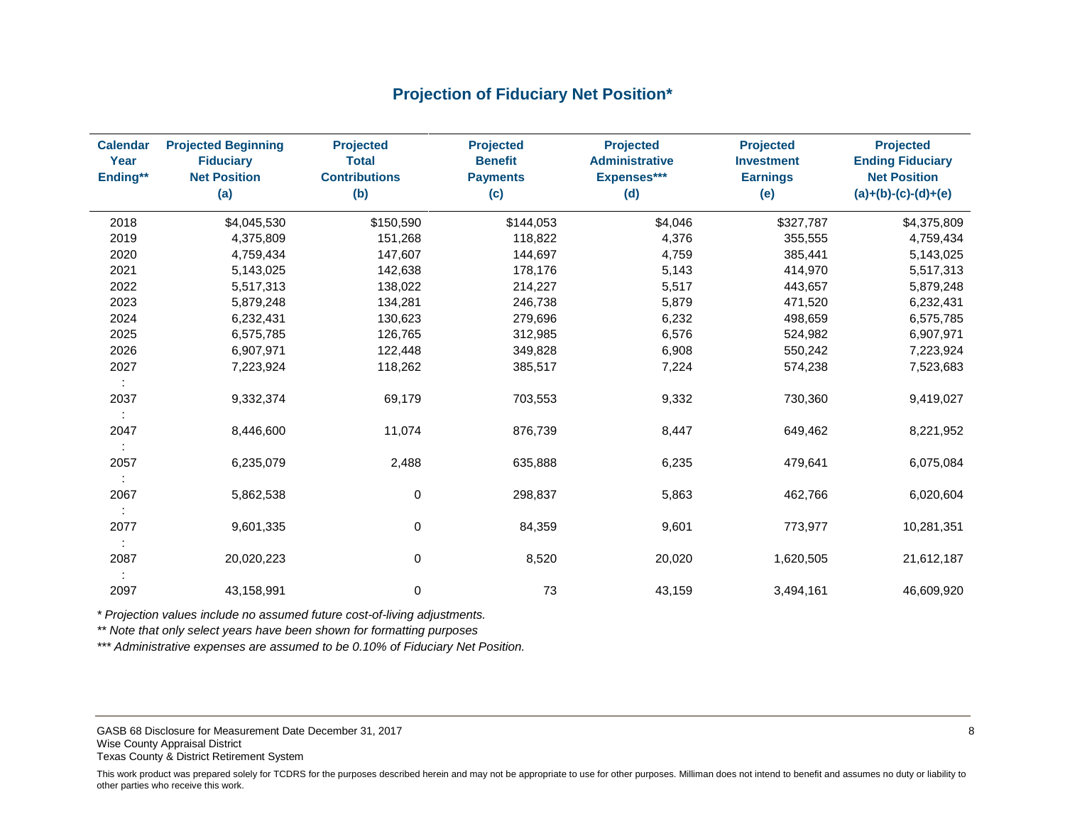## Projection of Fiduciary Net Position*

| Calendar Year Ending** | Projected Beginning Fiduciary Net Position (a) | Projected Total Contributions (b) | Projected Benefit Payments (c) | Projected Administrative Expenses*** (d) | Projected Investment Earnings (e) | Projected Ending Fiduciary Net Position (a)+(b)-(c)-(d)+(e) |
|---|---|---|---|---|---|---|
| 2018 | $4,045,530 | $150,590 | $144,053 | $4,046 | $327,787 | $4,375,809 |
| 2019 | 4,375,809 | 151,268 | 118,822 | 4,376 | 355,555 | 4,759,434 |
| 2020 | 4,759,434 | 147,607 | 144,697 | 4,759 | 385,441 | 5,143,025 |
| 2021 | 5,143,025 | 142,638 | 178,176 | 5,143 | 414,970 | 5,517,313 |
| 2022 | 5,517,313 | 138,022 | 214,227 | 5,517 | 443,657 | 5,879,248 |
| 2023 | 5,879,248 | 134,281 | 246,738 | 5,879 | 471,520 | 6,232,431 |
| 2024 | 6,232,431 | 130,623 | 279,696 | 6,232 | 498,659 | 6,575,785 |
| 2025 | 6,575,785 | 126,765 | 312,985 | 6,576 | 524,982 | 6,907,971 |
| 2026 | 6,907,971 | 122,448 | 349,828 | 6,908 | 550,242 | 7,223,924 |
| 2027 | 7,223,924 | 118,262 | 385,517 | 7,224 | 574,238 | 7,523,683 |
| : | | | | | | |
| 2037 | 9,332,374 | 69,179 | 703,553 | 9,332 | 730,360 | 9,419,027 |
| : | | | | | | |
| 2047 | 8,446,600 | 11,074 | 876,739 | 8,447 | 649,462 | 8,221,952 |
| : | | | | | | |
| 2057 | 6,235,079 | 2,488 | 635,888 | 6,235 | 479,641 | 6,075,084 |
| : | | | | | | |
| 2067 | 5,862,538 | 0 | 298,837 | 5,863 | 462,766 | 6,020,604 |
| : | | | | | | |
| 2077 | 9,601,335 | 0 | 84,359 | 9,601 | 773,977 | 10,281,351 |
| : | | | | | | |
| 2087 | 20,020,223 | 0 | 8,520 | 20,020 | 1,620,505 | 21,612,187 |
| : | | | | | | |
| 2097 | 43,158,991 | 0 | 73 | 43,159 | 3,494,161 | 46,609,920 |

*\* Projection values include no assumed future cost-of-living adjustments.*

*\*\* Note that only select years have been shown for formatting purposes*

*\*\*\* Administrative expenses are assumed to be 0.10% of Fiduciary Net Position.*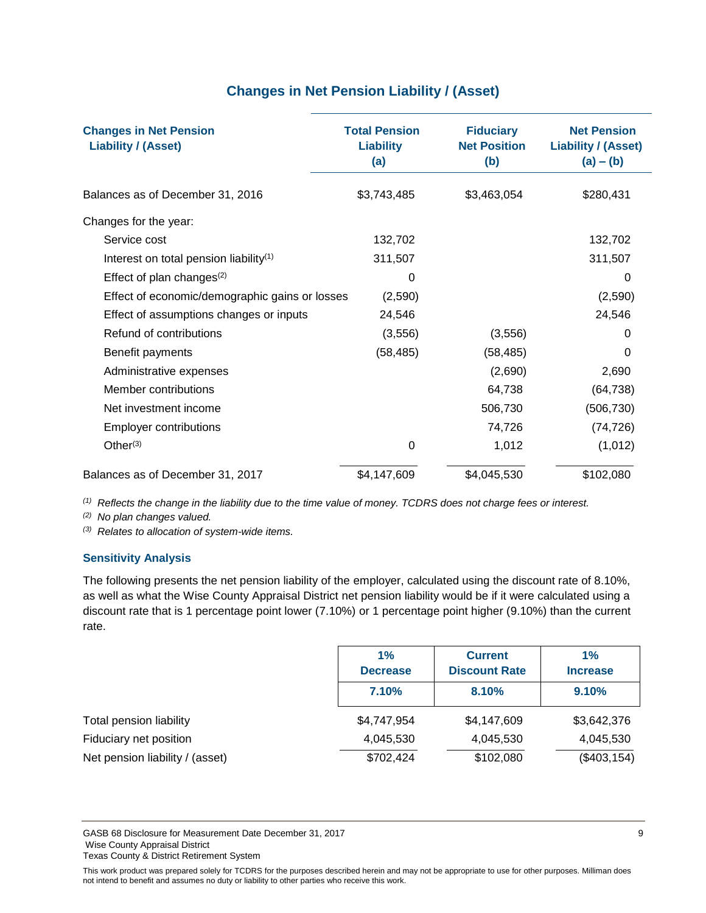## Changes in Net Pension Liability / (Asset)

| Changes in Net Pension Liability / (Asset) | Total Pension Liability (a) | Fiduciary Net Position (b) | Net Pension Liability / (Asset) (a) – (b) |
|---|---|---|---|
| Balances as of December 31, 2016 | $3,743,485 | $3,463,054 | $280,431 |
| Changes for the year: | | | |
| Service cost | 132,702 | | 132,702 |
| Interest on total pension liability[1] | 311,507 | | 311,507 |
| Effect of plan changes[2] | 0 | | 0 |
| Effect of economic/demographic gains or losses | (2,590) | | (2,590) |
| Effect of assumptions changes or inputs | 24,546 | | 24,546 |
| Refund of contributions | (3,556) | (3,556) | 0 |
| Benefit payments | (58,485) | (58,485) | 0 |
| Administrative expenses | | (2,690) | 2,690 |
| Member contributions | | 64,738 | (64,738) |
| Net investment income | | 506,730 | (506,730) |
| Employer contributions | | 74,726 | (74,726) |
| Other[3] | 0 | 1,012 | (1,012) |
| Balances as of December 31, 2017 | $4,147,609 | $4,045,530 | $102,080 |

[1] *Reflects the change in the liability due to the time value of money. TCDRS does not charge fees or interest.*

[2] *No plan changes valued.*

[3] *Relates to allocation of system-wide items.*

### Sensitivity Analysis

The following presents the net pension liability of the employer, calculated using the discount rate of 8.10%, as well as what the Wise County Appraisal District net pension liability would be if it were calculated using a discount rate that is 1 percentage point lower (7.10%) or 1 percentage point higher (9.10%) than the current rate.

| | 1% Decrease | Current Discount Rate | 1% Increase |
|---|---|---|---|
| | 7.10% | 8.10% | 9.10% |
| Total pension liability | $4,747,954 | $4,147,609 | $3,642,376 |
| Fiduciary net position | 4,045,530 | 4,045,530 | 4,045,530 |
| Net pension liability / (asset) | $702,424 | $102,080 | ($403,154) |

GASB 68 Disclosure for Measurement Date December 31, 2017
Wise County Appraisal District
Texas County & District Retirement System

This work product was prepared solely for TCDRS for the purposes described herein and may not be appropriate to use for other purposes. Milliman does not intend to benefit and assumes no duty or liability to other parties who receive this work.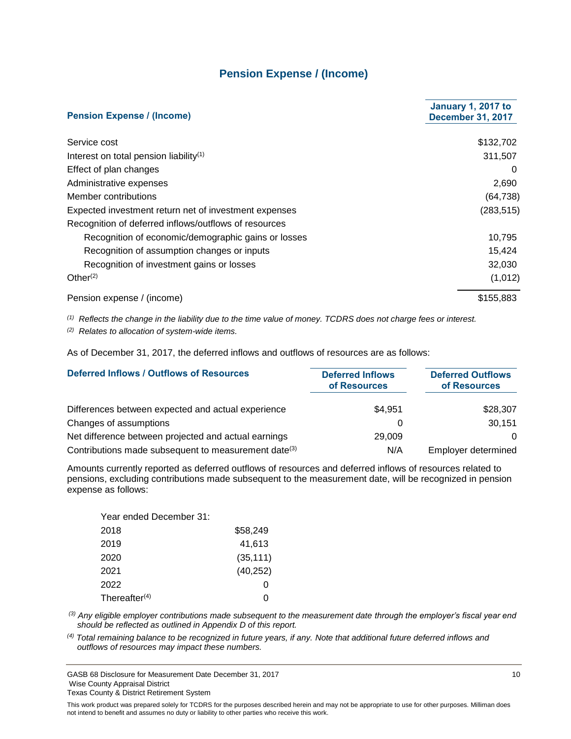## Pension Expense / (Income)

| Pension Expense / (Income) | January 1, 2017 to December 31, 2017 |
|---|---|
| Service cost | $132,702 |
| Interest on total pension liability[(1)] | 311,507 |
| Effect of plan changes | 0 |
| Administrative expenses | 2,690 |
| Member contributions | (64,738) |
| Expected investment return net of investment expenses | (283,515) |
| Recognition of deferred inflows/outflows of resources | |
| Recognition of economic/demographic gains or losses | 10,795 |
| Recognition of assumption changes or inputs | 15,424 |
| Recognition of investment gains or losses | 32,030 |
| Other[(2)] | (1,012) |
| Pension expense / (income) | $155,883 |

*[(1)] Reflects the change in the liability due to the time value of money. TCDRS does not charge fees or interest.*

*[(2)] Relates to allocation of system-wide items.*

As of December 31, 2017, the deferred inflows and outflows of resources are as follows:

| Deferred Inflows / Outflows of Resources | Deferred Inflows of Resources | Deferred Outflows of Resources |
|---|---|---|
| Differences between expected and actual experience | $4,951 | $28,307 |
| Changes of assumptions | 0 | 30,151 |
| Net difference between projected and actual earnings | 29,009 | 0 |
| Contributions made subsequent to measurement date[(3)] | N/A | Employer determined |

Amounts currently reported as deferred outflows of resources and deferred inflows of resources related to pensions, excluding contributions made subsequent to the measurement date, will be recognized in pension expense as follows:

| Year ended December 31: | |
|---|---|
| 2018 | $58,249 |
| 2019 | 41,613 |
| 2020 | (35,111) |
| 2021 | (40,252) |
| 2022 | 0 |
| Thereafter[(4)] | 0 |

*[(3)] Any eligible employer contributions made subsequent to the measurement date through the employer's fiscal year end should be reflected as outlined in Appendix D of this report.*

*[(4)] Total remaining balance to be recognized in future years, if any. Note that additional future deferred inflows and outflows of resources may impact these numbers.*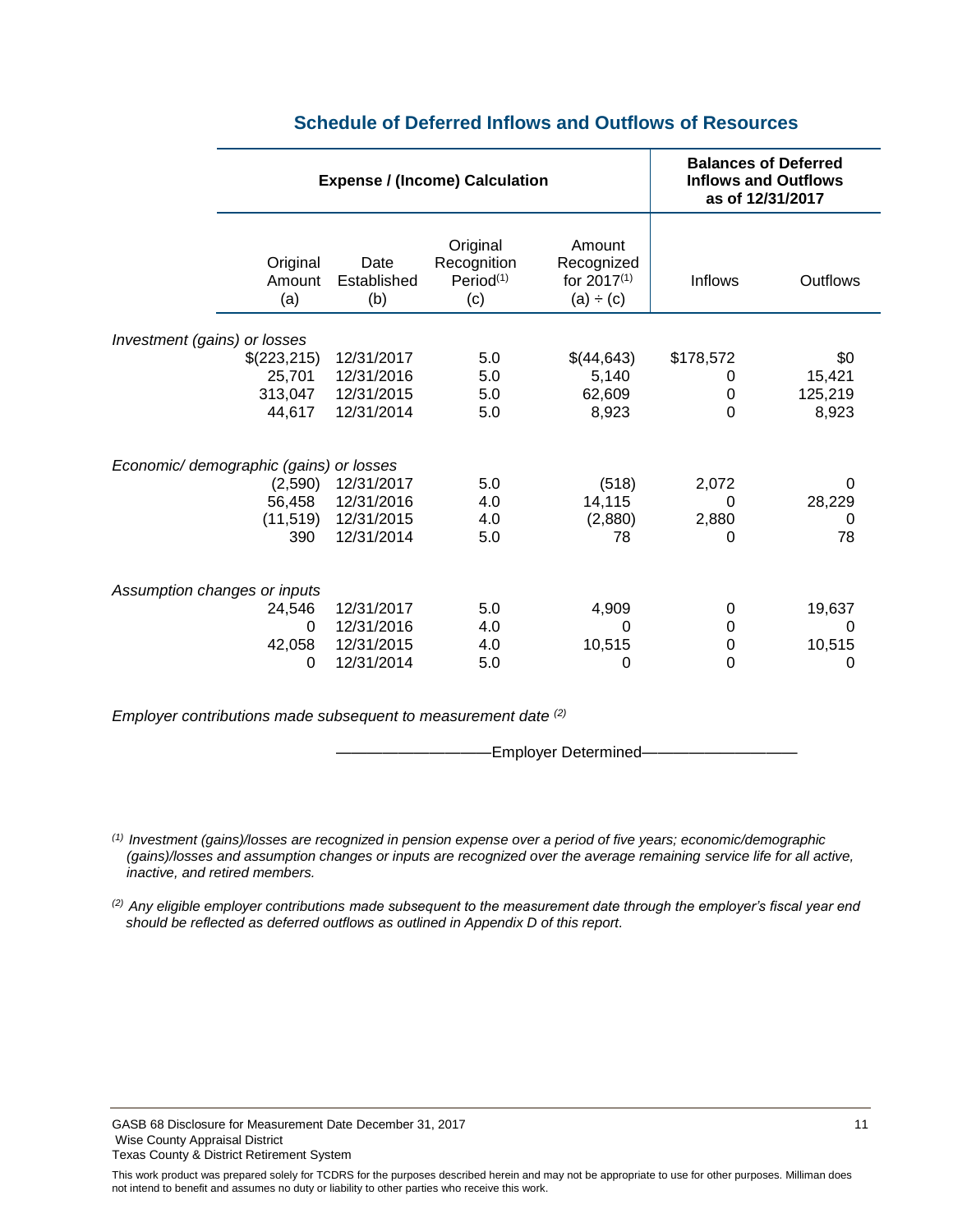## Schedule of Deferred Inflows and Outflows of Resources

| | Expense / (Income) Calculation | | | | Balances of Deferred Inflows and Outflows as of 12/31/2017 | |
|---|---|---|---|---|---|---|
| | Original Amount (a) | Date Established (b) | Original Recognition Period[1] (c) | Amount Recognized for 2017[1] (a) ÷ (c) | Inflows | Outflows |
| *Investment (gains) or losses* | | | | | | |
| | $(223,215) | 12/31/2017 | 5.0 | $(44,643) | $178,572 | $0 |
| | 25,701 | 12/31/2016 | 5.0 | 5,140 | 0 | 15,421 |
| | 313,047 | 12/31/2015 | 5.0 | 62,609 | 0 | 125,219 |
| | 44,617 | 12/31/2014 | 5.0 | 8,923 | 0 | 8,923 |
| *Economic/ demographic (gains) or losses* | | | | | | |
| | (2,590) | 12/31/2017 | 5.0 | (518) | 2,072 | 0 |
| | 56,458 | 12/31/2016 | 4.0 | 14,115 | 0 | 28,229 |
| | (11,519) | 12/31/2015 | 4.0 | (2,880) | 2,880 | 0 |
| | 390 | 12/31/2014 | 5.0 | 78 | 0 | 78 |
| *Assumption changes or inputs* | | | | | | |
| | 24,546 | 12/31/2017 | 5.0 | 4,909 | 0 | 19,637 |
| | 0 | 12/31/2016 | 4.0 | 0 | 0 | 0 |
| | 42,058 | 12/31/2015 | 4.0 | 10,515 | 0 | 10,515 |
| | 0 | 12/31/2014 | 5.0 | 0 | 0 | 0 |
| *Employer contributions made subsequent to measurement date* [2] | | | | | | |
| | | | | ——Employer Determined—— | | |

[1] *Investment (gains)/losses are recognized in pension expense over a period of five years; economic/demographic (gains)/losses and assumption changes or inputs are recognized over the average remaining service life for all active, inactive, and retired members.*

[2] *Any eligible employer contributions made subsequent to the measurement date through the employer's fiscal year end should be reflected as deferred outflows as outlined in Appendix D of this report.*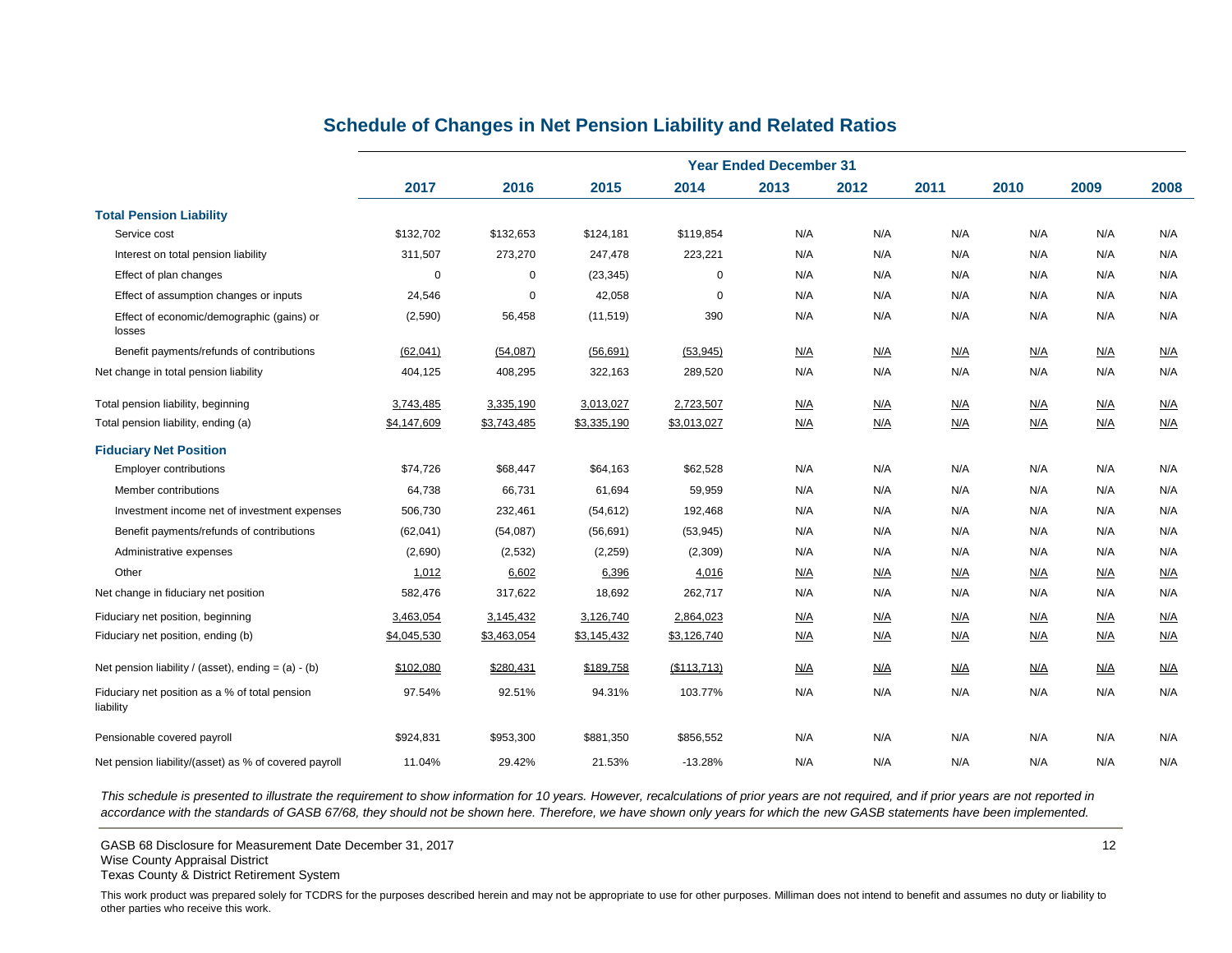## Schedule of Changes in Net Pension Liability and Related Ratios

| | Year Ended December 31 | | | | | | | | | |
|---|---|---|---|---|---|---|---|---|---|---|
| | 2017 | 2016 | 2015 | 2014 | 2013 | 2012 | 2011 | 2010 | 2009 | 2008 |
| **Total Pension Liability** | | | | | | | | | | |
| Service cost | $132,702 | $132,653 | $124,181 | $119,854 | N/A | N/A | N/A | N/A | N/A | N/A |
| Interest on total pension liability | 311,507 | 273,270 | 247,478 | 223,221 | N/A | N/A | N/A | N/A | N/A | N/A |
| Effect of plan changes | 0 | 0 | (23,345) | 0 | N/A | N/A | N/A | N/A | N/A | N/A |
| Effect of assumption changes or inputs | 24,546 | 0 | 42,058 | 0 | N/A | N/A | N/A | N/A | N/A | N/A |
| Effect of economic/demographic (gains) or losses | (2,590) | 56,458 | (11,519) | 390 | N/A | N/A | N/A | N/A | N/A | N/A |
| Benefit payments/refunds of contributions | (62,041) | (54,087) | (56,691) | (53,945) | N/A | N/A | N/A | N/A | N/A | N/A |
| Net change in total pension liability | 404,125 | 408,295 | 322,163 | 289,520 | N/A | N/A | N/A | N/A | N/A | N/A |
| Total pension liability, beginning | 3,743,485 | 3,335,190 | 3,013,027 | 2,723,507 | N/A | N/A | N/A | N/A | N/A | N/A |
| Total pension liability, ending (a) | $4,147,609 | $3,743,485 | $3,335,190 | $3,013,027 | N/A | N/A | N/A | N/A | N/A | N/A |
| **Fiduciary Net Position** | | | | | | | | | | |
| Employer contributions | $74,726 | $68,447 | $64,163 | $62,528 | N/A | N/A | N/A | N/A | N/A | N/A |
| Member contributions | 64,738 | 66,731 | 61,694 | 59,959 | N/A | N/A | N/A | N/A | N/A | N/A |
| Investment income net of investment expenses | 506,730 | 232,461 | (54,612) | 192,468 | N/A | N/A | N/A | N/A | N/A | N/A |
| Benefit payments/refunds of contributions | (62,041) | (54,087) | (56,691) | (53,945) | N/A | N/A | N/A | N/A | N/A | N/A |
| Administrative expenses | (2,690) | (2,532) | (2,259) | (2,309) | N/A | N/A | N/A | N/A | N/A | N/A |
| Other | 1,012 | 6,602 | 6,396 | 4,016 | N/A | N/A | N/A | N/A | N/A | N/A |
| Net change in fiduciary net position | 582,476 | 317,622 | 18,692 | 262,717 | N/A | N/A | N/A | N/A | N/A | N/A |
| Fiduciary net position, beginning | 3,463,054 | 3,145,432 | 3,126,740 | 2,864,023 | N/A | N/A | N/A | N/A | N/A | N/A |
| Fiduciary net position, ending (b) | $4,045,530 | $3,463,054 | $3,145,432 | $3,126,740 | N/A | N/A | N/A | N/A | N/A | N/A |
| Net pension liability / (asset), ending = (a) - (b) | $102,080 | $280,431 | $189,758 | ($113,713) | N/A | N/A | N/A | N/A | N/A | N/A |
| Fiduciary net position as a % of total pension liability | 97.54% | 92.51% | 94.31% | 103.77% | N/A | N/A | N/A | N/A | N/A | N/A |
| Pensionable covered payroll | $924,831 | $953,300 | $881,350 | $856,552 | N/A | N/A | N/A | N/A | N/A | N/A |
| Net pension liability/(asset) as % of covered payroll | 11.04% | 29.42% | 21.53% | -13.28% | N/A | N/A | N/A | N/A | N/A | N/A |

*This schedule is presented to illustrate the requirement to show information for 10 years. However, recalculations of prior years are not required, and if prior years are not reported in accordance with the standards of GASB 67/68, they should not be shown here. Therefore, we have shown only years for which the new GASB statements have been implemented.*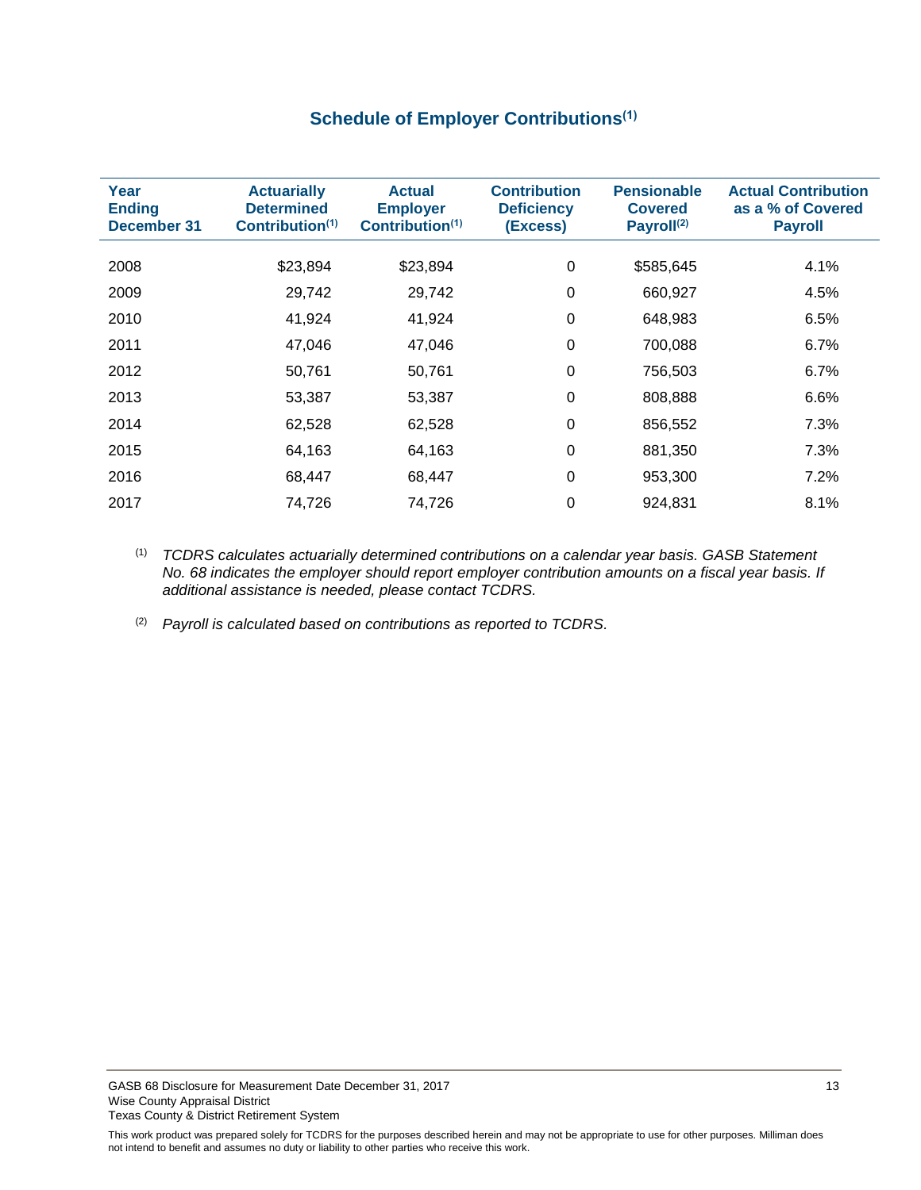## Schedule of Employer Contributions[1]

| Year Ending December 31 | Actuarially Determined Contribution[1] | Actual Employer Contribution[1] | Contribution Deficiency (Excess) | Pensionable Covered Payroll[2] | Actual Contribution as a % of Covered Payroll |
|---|---|---|---|---|---|
| 2008 | $23,894 | $23,894 | 0 | $585,645 | 4.1% |
| 2009 | 29,742 | 29,742 | 0 | 660,927 | 4.5% |
| 2010 | 41,924 | 41,924 | 0 | 648,983 | 6.5% |
| 2011 | 47,046 | 47,046 | 0 | 700,088 | 6.7% |
| 2012 | 50,761 | 50,761 | 0 | 756,503 | 6.7% |
| 2013 | 53,387 | 53,387 | 0 | 808,888 | 6.6% |
| 2014 | 62,528 | 62,528 | 0 | 856,552 | 7.3% |
| 2015 | 64,163 | 64,163 | 0 | 881,350 | 7.3% |
| 2016 | 68,447 | 68,447 | 0 | 953,300 | 7.2% |
| 2017 | 74,726 | 74,726 | 0 | 924,831 | 8.1% |

[1] *TCDRS calculates actuarially determined contributions on a calendar year basis. GASB Statement No. 68 indicates the employer should report employer contribution amounts on a fiscal year basis. If additional assistance is needed, please contact TCDRS.*

[2] *Payroll is calculated based on contributions as reported to TCDRS.*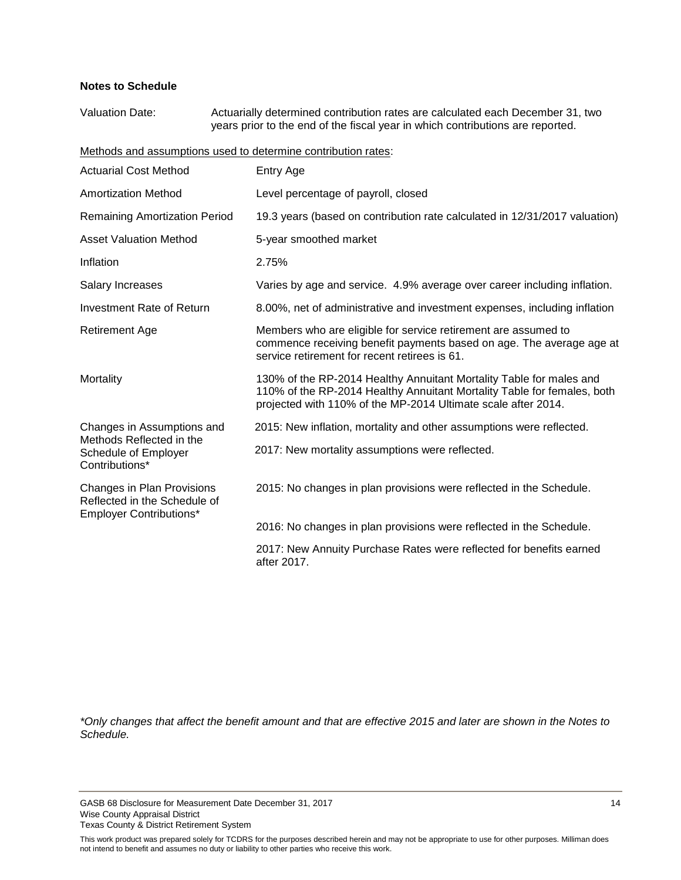**Notes to Schedule**

| | |
|---|---|
| Valuation Date: | Actuarially determined contribution rates are calculated each December 31, two years prior to the end of the fiscal year in which contributions are reported. |

Methods and assumptions used to determine contribution rates:

| | |
|---|---|
| Actuarial Cost Method | Entry Age |
| Amortization Method | Level percentage of payroll, closed |
| Remaining Amortization Period | 19.3 years (based on contribution rate calculated in 12/31/2017 valuation) |
| Asset Valuation Method | 5-year smoothed market |
| Inflation | 2.75% |
| Salary Increases | Varies by age and service. 4.9% average over career including inflation. |
| Investment Rate of Return | 8.00%, net of administrative and investment expenses, including inflation |
| Retirement Age | Members who are eligible for service retirement are assumed to commence receiving benefit payments based on age. The average age at service retirement for recent retirees is 61. |
| Mortality | 130% of the RP-2014 Healthy Annuitant Mortality Table for males and 110% of the RP-2014 Healthy Annuitant Mortality Table for females, both projected with 110% of the MP-2014 Ultimate scale after 2014. |
| Changes in Assumptions and Methods Reflected in the Schedule of Employer Contributions* | 2015: New inflation, mortality and other assumptions were reflected.<br>2017: New mortality assumptions were reflected. |
| Changes in Plan Provisions Reflected in the Schedule of Employer Contributions* | 2015: No changes in plan provisions were reflected in the Schedule.<br>2016: No changes in plan provisions were reflected in the Schedule.<br>2017: New Annuity Purchase Rates were reflected for benefits earned after 2017. |

*\*Only changes that affect the benefit amount and that are effective 2015 and later are shown in the Notes to Schedule.*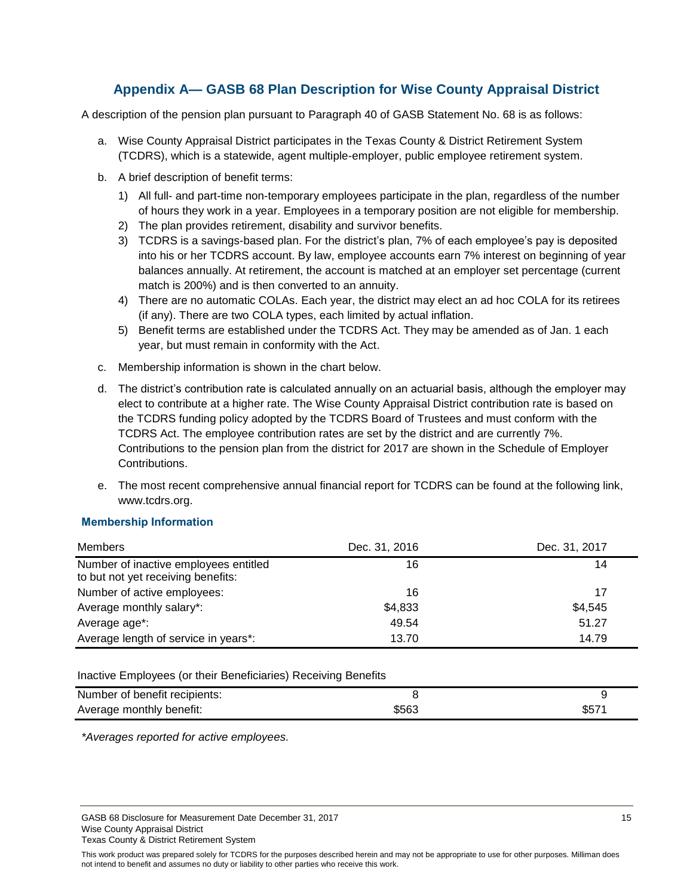## Appendix A— GASB 68 Plan Description for Wise County Appraisal District

A description of the pension plan pursuant to Paragraph 40 of GASB Statement No. 68 is as follows:

a. Wise County Appraisal District participates in the Texas County & District Retirement System (TCDRS), which is a statewide, agent multiple-employer, public employee retirement system.

b. A brief description of benefit terms:
   1) All full- and part-time non-temporary employees participate in the plan, regardless of the number of hours they work in a year. Employees in a temporary position are not eligible for membership.
   2) The plan provides retirement, disability and survivor benefits.
   3) TCDRS is a savings-based plan. For the district's plan, 7% of each employee's pay is deposited into his or her TCDRS account. By law, employee accounts earn 7% interest on beginning of year balances annually. At retirement, the account is matched at an employer set percentage (current match is 200%) and is then converted to an annuity.
   4) There are no automatic COLAs. Each year, the district may elect an ad hoc COLA for its retirees (if any). There are two COLA types, each limited by actual inflation.
   5) Benefit terms are established under the TCDRS Act. They may be amended as of Jan. 1 each year, but must remain in conformity with the Act.

c. Membership information is shown in the chart below.

d. The district's contribution rate is calculated annually on an actuarial basis, although the employer may elect to contribute at a higher rate. The Wise County Appraisal District contribution rate is based on the TCDRS funding policy adopted by the TCDRS Board of Trustees and must conform with the TCDRS Act. The employee contribution rates are set by the district and are currently 7%. Contributions to the pension plan from the district for 2017 are shown in the Schedule of Employer Contributions.

e. The most recent comprehensive annual financial report for TCDRS can be found at the following link, www.tcdrs.org.

### Membership Information

| Members | Dec. 31, 2016 | Dec. 31, 2017 |
|---|---|---|
| Number of inactive employees entitled to but not yet receiving benefits: | 16 | 14 |
| Number of active employees: | 16 | 17 |
| Average monthly salary*: | $4,833 | $4,545 |
| Average age*: | 49.54 | 51.27 |
| Average length of service in years*: | 13.70 | 14.79 |

Inactive Employees (or their Beneficiaries) Receiving Benefits

| | | |
|---|---|---|
| Number of benefit recipients: | 8 | 9 |
| Average monthly benefit: | $563 | $571 |

*\*Averages reported for active employees.*

This work product was prepared solely for TCDRS for the purposes described herein and may not be appropriate to use for other purposes. Milliman does not intend to benefit and assumes no duty or liability to other parties who receive this work.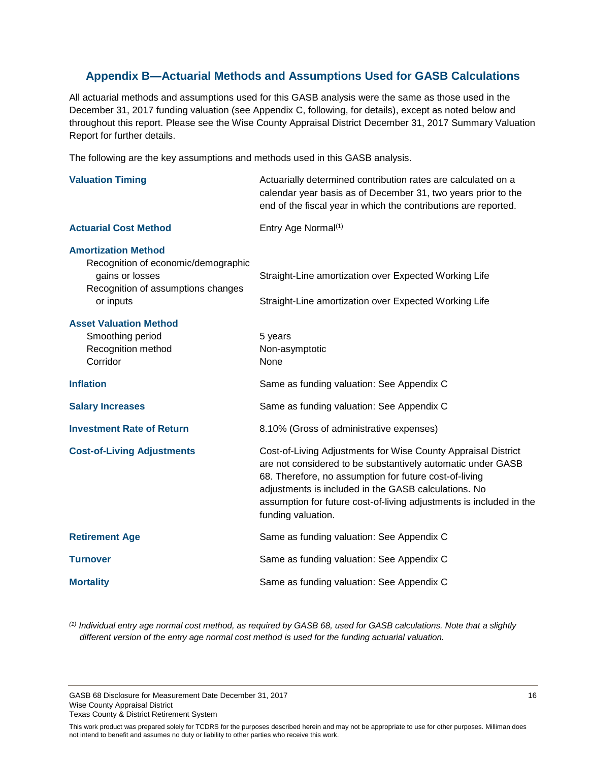## Appendix B—Actuarial Methods and Assumptions Used for GASB Calculations

All actuarial methods and assumptions used for this GASB analysis were the same as those used in the December 31, 2017 funding valuation (see Appendix C, following, for details), except as noted below and throughout this report. Please see the Wise County Appraisal District December 31, 2017 Summary Valuation Report for further details.

The following are the key assumptions and methods used in this GASB analysis.

| | |
|---|---|
| **Valuation Timing** | Actuarially determined contribution rates are calculated on a calendar year basis as of December 31, two years prior to the end of the fiscal year in which the contributions are reported. |
| **Actuarial Cost Method** | Entry Age Normal[1] |
| **Amortization Method** | |
| Recognition of economic/demographic gains or losses | Straight-Line amortization over Expected Working Life |
| Recognition of assumptions changes or inputs | Straight-Line amortization over Expected Working Life |
| **Asset Valuation Method** | |
| Smoothing period | 5 years |
| Recognition method | Non-asymptotic |
| Corridor | None |
| **Inflation** | Same as funding valuation: See Appendix C |
| **Salary Increases** | Same as funding valuation: See Appendix C |
| **Investment Rate of Return** | 8.10% (Gross of administrative expenses) |
| **Cost-of-Living Adjustments** | Cost-of-Living Adjustments for Wise County Appraisal District are not considered to be substantively automatic under GASB 68. Therefore, no assumption for future cost-of-living adjustments is included in the GASB calculations. No assumption for future cost-of-living adjustments is included in the funding valuation. |
| **Retirement Age** | Same as funding valuation: See Appendix C |
| **Turnover** | Same as funding valuation: See Appendix C |
| **Mortality** | Same as funding valuation: See Appendix C |

*[1] Individual entry age normal cost method, as required by GASB 68, used for GASB calculations. Note that a slightly different version of the entry age normal cost method is used for the funding actuarial valuation.*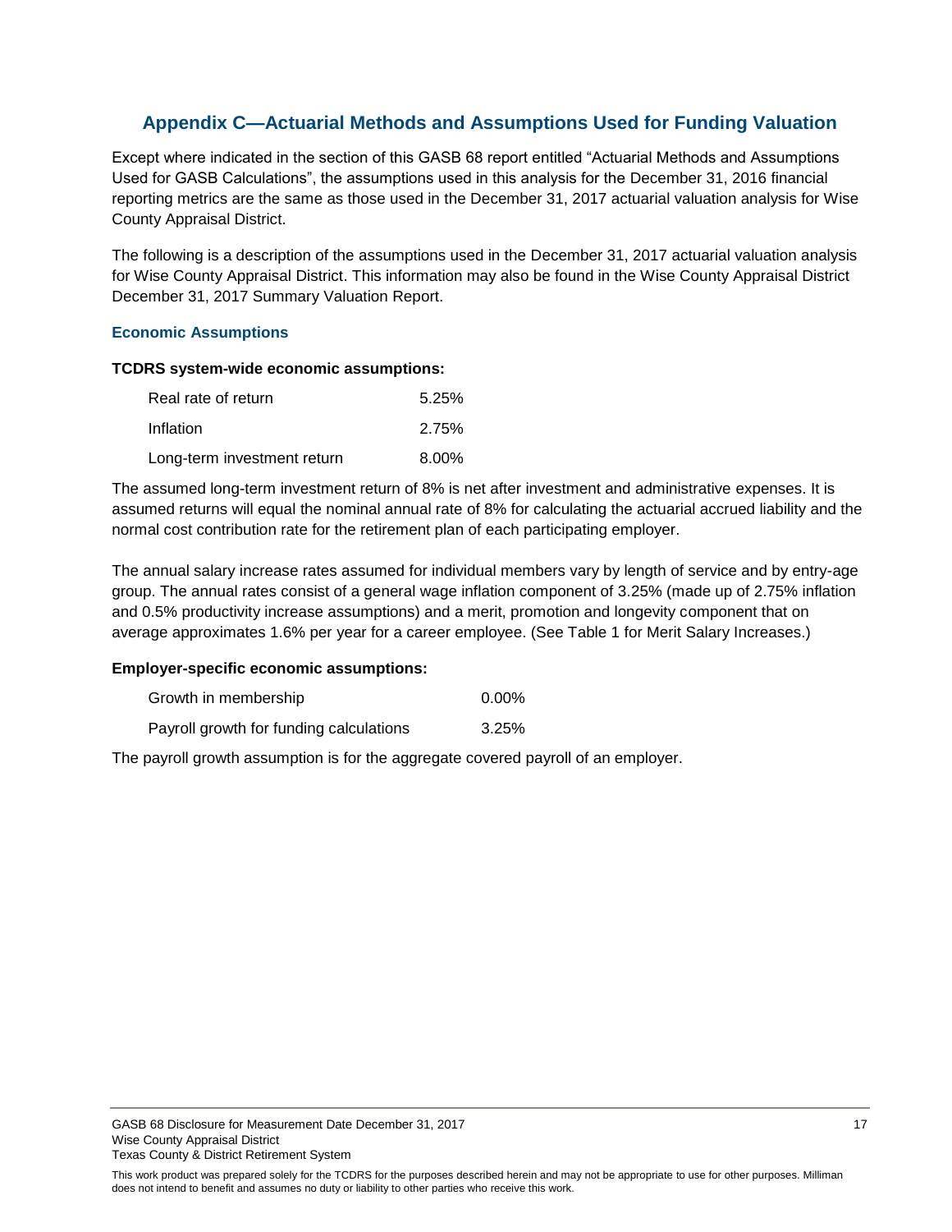## Appendix C—Actuarial Methods and Assumptions Used for Funding Valuation

Except where indicated in the section of this GASB 68 report entitled “Actuarial Methods and Assumptions Used for GASB Calculations”, the assumptions used in this analysis for the December 31, 2016 financial reporting metrics are the same as those used in the December 31, 2017 actuarial valuation analysis for Wise County Appraisal District.

The following is a description of the assumptions used in the December 31, 2017 actuarial valuation analysis for Wise County Appraisal District. This information may also be found in the Wise County Appraisal District December 31, 2017 Summary Valuation Report.

### Economic Assumptions

**TCDRS system-wide economic assumptions:**

| | |
|---|---|
| Real rate of return | 5.25% |
| Inflation | 2.75% |
| Long-term investment return | 8.00% |

The assumed long-term investment return of 8% is net after investment and administrative expenses. It is assumed returns will equal the nominal annual rate of 8% for calculating the actuarial accrued liability and the normal cost contribution rate for the retirement plan of each participating employer.

The annual salary increase rates assumed for individual members vary by length of service and by entry-age group. The annual rates consist of a general wage inflation component of 3.25% (made up of 2.75% inflation and 0.5% productivity increase assumptions) and a merit, promotion and longevity component that on average approximates 1.6% per year for a career employee. (See Table 1 for Merit Salary Increases.)

**Employer-specific economic assumptions:**

| | |
|---|---|
| Growth in membership | 0.00% |
| Payroll growth for funding calculations | 3.25% |

The payroll growth assumption is for the aggregate covered payroll of an employer.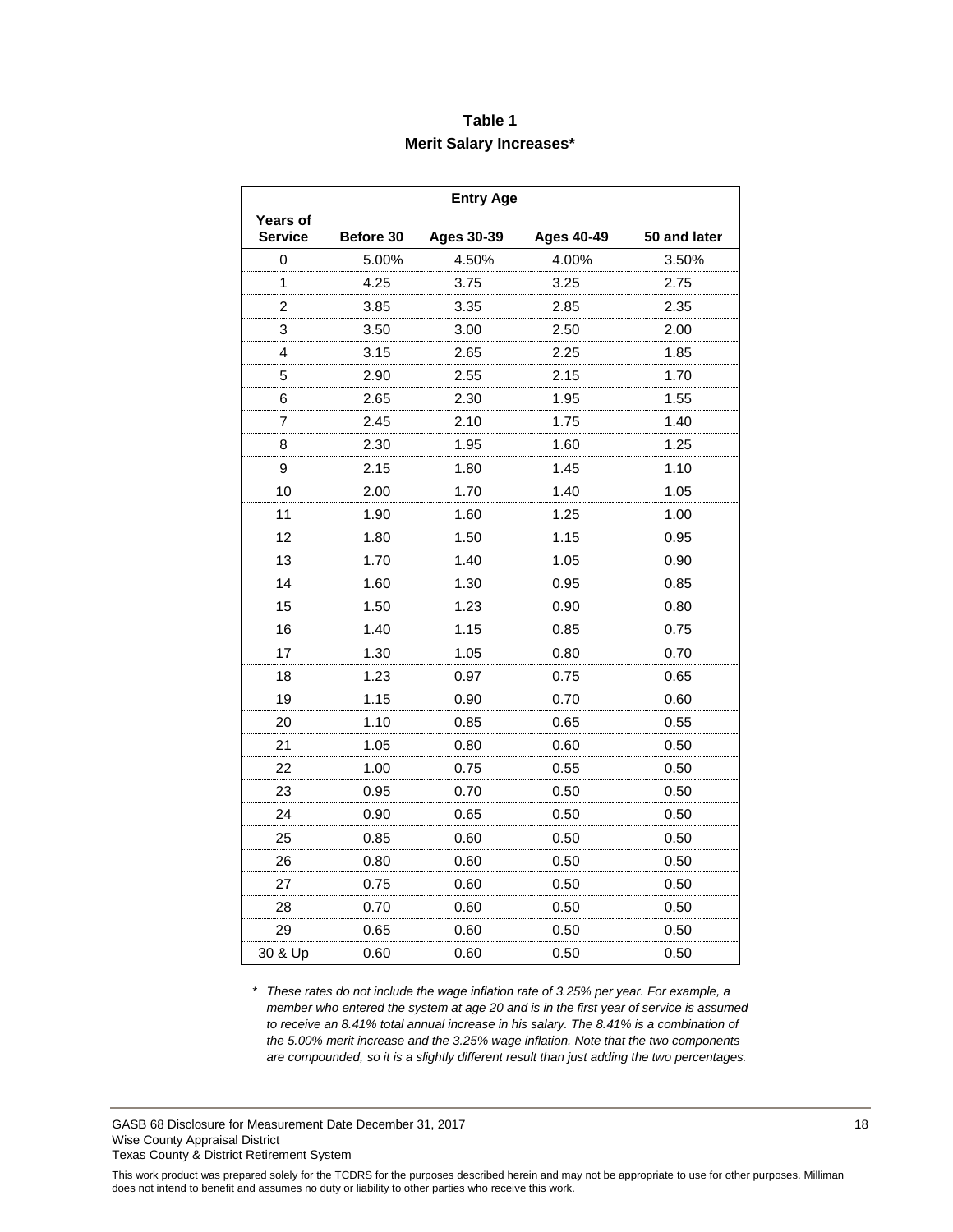## Table 1
## Merit Salary Increases*

| | Entry Age | | | |
|---|---|---|---|---|
| Years of Service | Before 30 | Ages 30-39 | Ages 40-49 | 50 and later |
| 0 | 5.00% | 4.50% | 4.00% | 3.50% |
| 1 | 4.25 | 3.75 | 3.25 | 2.75 |
| 2 | 3.85 | 3.35 | 2.85 | 2.35 |
| 3 | 3.50 | 3.00 | 2.50 | 2.00 |
| 4 | 3.15 | 2.65 | 2.25 | 1.85 |
| 5 | 2.90 | 2.55 | 2.15 | 1.70 |
| 6 | 2.65 | 2.30 | 1.95 | 1.55 |
| 7 | 2.45 | 2.10 | 1.75 | 1.40 |
| 8 | 2.30 | 1.95 | 1.60 | 1.25 |
| 9 | 2.15 | 1.80 | 1.45 | 1.10 |
| 10 | 2.00 | 1.70 | 1.40 | 1.05 |
| 11 | 1.90 | 1.60 | 1.25 | 1.00 |
| 12 | 1.80 | 1.50 | 1.15 | 0.95 |
| 13 | 1.70 | 1.40 | 1.05 | 0.90 |
| 14 | 1.60 | 1.30 | 0.95 | 0.85 |
| 15 | 1.50 | 1.23 | 0.90 | 0.80 |
| 16 | 1.40 | 1.15 | 0.85 | 0.75 |
| 17 | 1.30 | 1.05 | 0.80 | 0.70 |
| 18 | 1.23 | 0.97 | 0.75 | 0.65 |
| 19 | 1.15 | 0.90 | 0.70 | 0.60 |
| 20 | 1.10 | 0.85 | 0.65 | 0.55 |
| 21 | 1.05 | 0.80 | 0.60 | 0.50 |
| 22 | 1.00 | 0.75 | 0.55 | 0.50 |
| 23 | 0.95 | 0.70 | 0.50 | 0.50 |
| 24 | 0.90 | 0.65 | 0.50 | 0.50 |
| 25 | 0.85 | 0.60 | 0.50 | 0.50 |
| 26 | 0.80 | 0.60 | 0.50 | 0.50 |
| 27 | 0.75 | 0.60 | 0.50 | 0.50 |
| 28 | 0.70 | 0.60 | 0.50 | 0.50 |
| 29 | 0.65 | 0.60 | 0.50 | 0.50 |
| 30 & Up | 0.60 | 0.60 | 0.50 | 0.50 |

\* *These rates do not include the wage inflation rate of 3.25% per year. For example, a member who entered the system at age 20 and is in the first year of service is assumed to receive an 8.41% total annual increase in his salary. The 8.41% is a combination of the 5.00% merit increase and the 3.25% wage inflation. Note that the two components are compounded, so it is a slightly different result than just adding the two percentages.*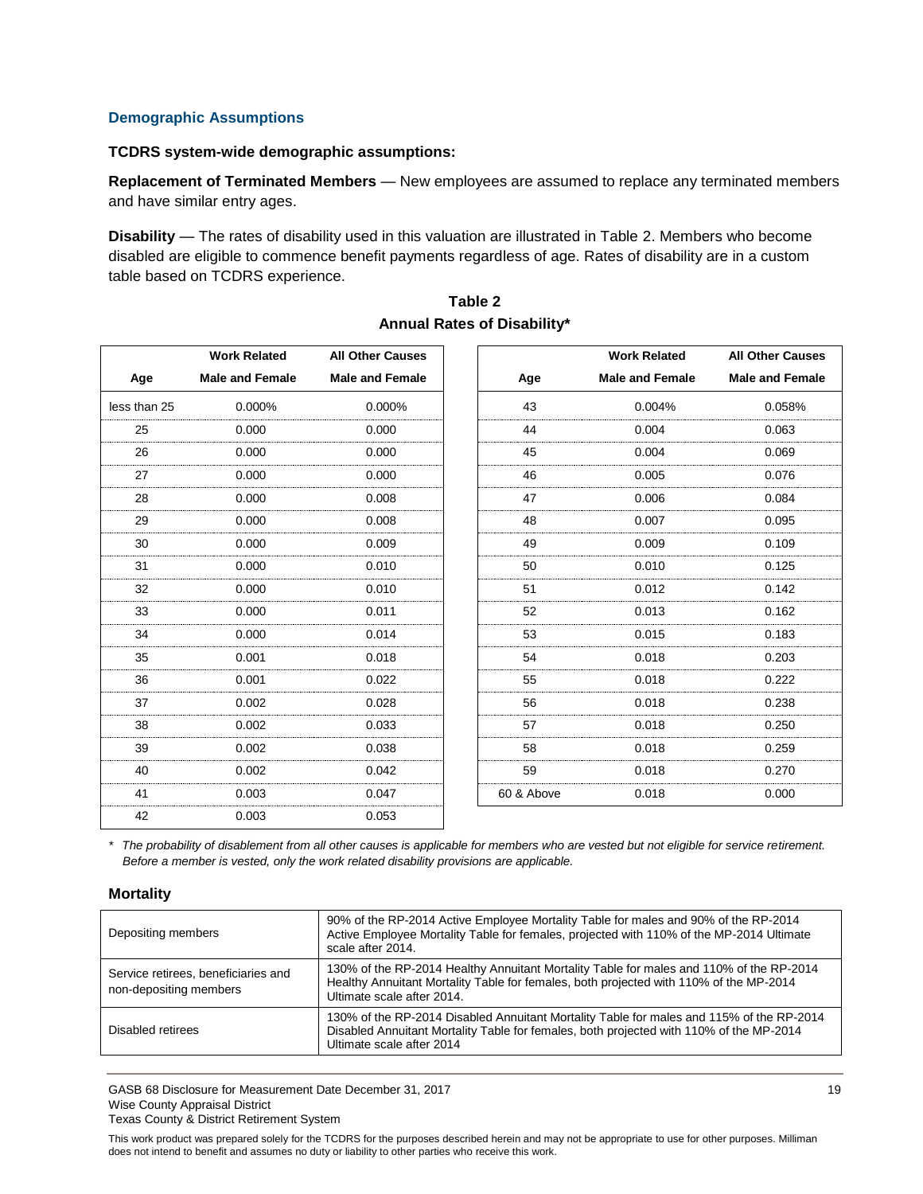### Demographic Assumptions

**TCDRS system-wide demographic assumptions:**

**Replacement of Terminated Members** — New employees are assumed to replace any terminated members and have similar entry ages.

**Disability** — The rates of disability used in this valuation are illustrated in Table 2. Members who become disabled are eligible to commence benefit payments regardless of age. Rates of disability are in a custom table based on TCDRS experience.

**Table 2**
**Annual Rates of Disability***

| Age | Work Related Male and Female | All Other Causes Male and Female |
|---|---|---|
| less than 25 | 0.000% | 0.000% |
| 25 | 0.000 | 0.000 |
| 26 | 0.000 | 0.000 |
| 27 | 0.000 | 0.000 |
| 28 | 0.000 | 0.008 |
| 29 | 0.000 | 0.008 |
| 30 | 0.000 | 0.009 |
| 31 | 0.000 | 0.010 |
| 32 | 0.000 | 0.010 |
| 33 | 0.000 | 0.011 |
| 34 | 0.000 | 0.014 |
| 35 | 0.001 | 0.018 |
| 36 | 0.001 | 0.022 |
| 37 | 0.002 | 0.028 |
| 38 | 0.002 | 0.033 |
| 39 | 0.002 | 0.038 |
| 40 | 0.002 | 0.042 |
| 41 | 0.003 | 0.047 |
| 42 | 0.003 | 0.053 |

| Age | Work Related Male and Female | All Other Causes Male and Female |
|---|---|---|
| 43 | 0.004% | 0.058% |
| 44 | 0.004 | 0.063 |
| 45 | 0.004 | 0.069 |
| 46 | 0.005 | 0.076 |
| 47 | 0.006 | 0.084 |
| 48 | 0.007 | 0.095 |
| 49 | 0.009 | 0.109 |
| 50 | 0.010 | 0.125 |
| 51 | 0.012 | 0.142 |
| 52 | 0.013 | 0.162 |
| 53 | 0.015 | 0.183 |
| 54 | 0.018 | 0.203 |
| 55 | 0.018 | 0.222 |
| 56 | 0.018 | 0.238 |
| 57 | 0.018 | 0.250 |
| 58 | 0.018 | 0.259 |
| 59 | 0.018 | 0.270 |
| 60 & Above | 0.018 | 0.000 |

\* *The probability of disablement from all other causes is applicable for members who are vested but not eligible for service retirement. Before a member is vested, only the work related disability provisions are applicable.*

#### Mortality

| | |
|---|---|
| Depositing members | 90% of the RP-2014 Active Employee Mortality Table for males and 90% of the RP-2014 Active Employee Mortality Table for females, projected with 110% of the MP-2014 Ultimate scale after 2014. |
| Service retirees, beneficiaries and non-depositing members | 130% of the RP-2014 Healthy Annuitant Mortality Table for males and 110% of the RP-2014 Healthy Annuitant Mortality Table for females, both projected with 110% of the MP-2014 Ultimate scale after 2014. |
| Disabled retirees | 130% of the RP-2014 Disabled Annuitant Mortality Table for males and 115% of the RP-2014 Disabled Annuitant Mortality Table for females, both projected with 110% of the MP-2014 Ultimate scale after 2014 |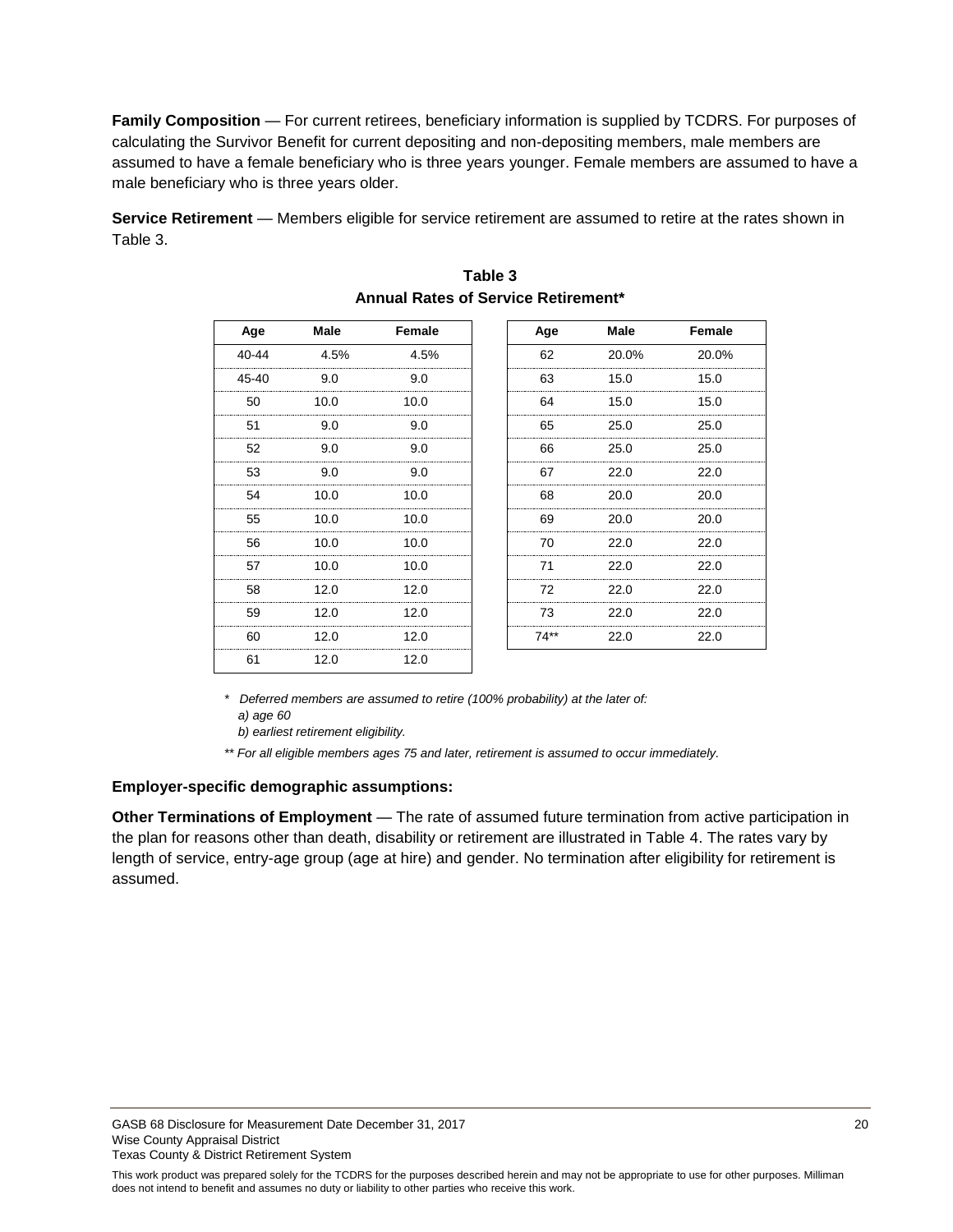**Family Composition** — For current retirees, beneficiary information is supplied by TCDRS. For purposes of calculating the Survivor Benefit for current depositing and non-depositing members, male members are assumed to have a female beneficiary who is three years younger. Female members are assumed to have a male beneficiary who is three years older.

**Service Retirement** — Members eligible for service retirement are assumed to retire at the rates shown in Table 3.

**Table 3**
**Annual Rates of Service Retirement***

| Age | Male | Female | Age | Male | Female |
|---|---|---|---|---|---|
| 40-44 | 4.5% | 4.5% | 62 | 20.0% | 20.0% |
| 45-40 | 9.0 | 9.0 | 63 | 15.0 | 15.0 |
| 50 | 10.0 | 10.0 | 64 | 15.0 | 15.0 |
| 51 | 9.0 | 9.0 | 65 | 25.0 | 25.0 |
| 52 | 9.0 | 9.0 | 66 | 25.0 | 25.0 |
| 53 | 9.0 | 9.0 | 67 | 22.0 | 22.0 |
| 54 | 10.0 | 10.0 | 68 | 20.0 | 20.0 |
| 55 | 10.0 | 10.0 | 69 | 20.0 | 20.0 |
| 56 | 10.0 | 10.0 | 70 | 22.0 | 22.0 |
| 57 | 10.0 | 10.0 | 71 | 22.0 | 22.0 |
| 58 | 12.0 | 12.0 | 72 | 22.0 | 22.0 |
| 59 | 12.0 | 12.0 | 73 | 22.0 | 22.0 |
| 60 | 12.0 | 12.0 | 74** | 22.0 | 22.0 |
| 61 | 12.0 | 12.0 | | | |

*\* Deferred members are assumed to retire (100% probability) at the later of:*
*a) age 60*
*b) earliest retirement eligibility.*

*\*\* For all eligible members ages 75 and later, retirement is assumed to occur immediately.*

**Employer-specific demographic assumptions:**

**Other Terminations of Employment** — The rate of assumed future termination from active participation in the plan for reasons other than death, disability or retirement are illustrated in Table 4. The rates vary by length of service, entry-age group (age at hire) and gender. No termination after eligibility for retirement is assumed.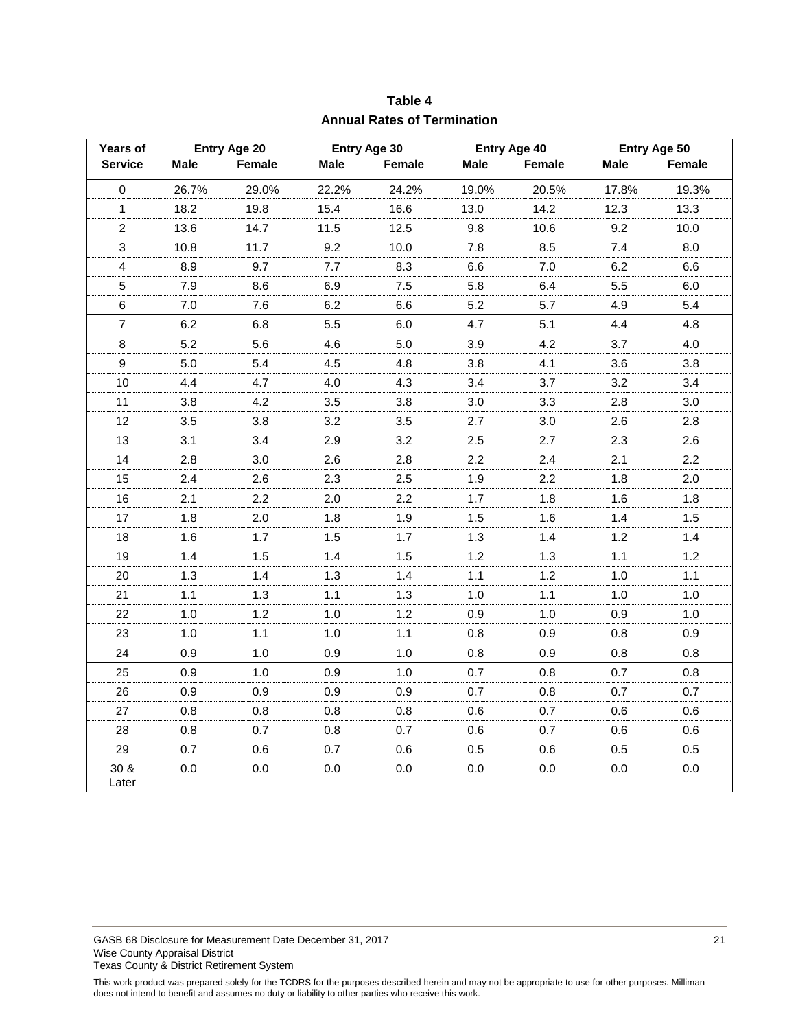# Table 4
## Annual Rates of Termination

| Years of Service | Entry Age 20 | | Entry Age 30 | | Entry Age 40 | | Entry Age 50 | |
|---|---|---|---|---|---|---|---|---|
| | Male | Female | Male | Female | Male | Female | Male | Female |
| 0 | 26.7% | 29.0% | 22.2% | 24.2% | 19.0% | 20.5% | 17.8% | 19.3% |
| 1 | 18.2 | 19.8 | 15.4 | 16.6 | 13.0 | 14.2 | 12.3 | 13.3 |
| 2 | 13.6 | 14.7 | 11.5 | 12.5 | 9.8 | 10.6 | 9.2 | 10.0 |
| 3 | 10.8 | 11.7 | 9.2 | 10.0 | 7.8 | 8.5 | 7.4 | 8.0 |
| 4 | 8.9 | 9.7 | 7.7 | 8.3 | 6.6 | 7.0 | 6.2 | 6.6 |
| 5 | 7.9 | 8.6 | 6.9 | 7.5 | 5.8 | 6.4 | 5.5 | 6.0 |
| 6 | 7.0 | 7.6 | 6.2 | 6.6 | 5.2 | 5.7 | 4.9 | 5.4 |
| 7 | 6.2 | 6.8 | 5.5 | 6.0 | 4.7 | 5.1 | 4.4 | 4.8 |
| 8 | 5.2 | 5.6 | 4.6 | 5.0 | 3.9 | 4.2 | 3.7 | 4.0 |
| 9 | 5.0 | 5.4 | 4.5 | 4.8 | 3.8 | 4.1 | 3.6 | 3.8 |
| 10 | 4.4 | 4.7 | 4.0 | 4.3 | 3.4 | 3.7 | 3.2 | 3.4 |
| 11 | 3.8 | 4.2 | 3.5 | 3.8 | 3.0 | 3.3 | 2.8 | 3.0 |
| 12 | 3.5 | 3.8 | 3.2 | 3.5 | 2.7 | 3.0 | 2.6 | 2.8 |
| 13 | 3.1 | 3.4 | 2.9 | 3.2 | 2.5 | 2.7 | 2.3 | 2.6 |
| 14 | 2.8 | 3.0 | 2.6 | 2.8 | 2.2 | 2.4 | 2.1 | 2.2 |
| 15 | 2.4 | 2.6 | 2.3 | 2.5 | 1.9 | 2.2 | 1.8 | 2.0 |
| 16 | 2.1 | 2.2 | 2.0 | 2.2 | 1.7 | 1.8 | 1.6 | 1.8 |
| 17 | 1.8 | 2.0 | 1.8 | 1.9 | 1.5 | 1.6 | 1.4 | 1.5 |
| 18 | 1.6 | 1.7 | 1.5 | 1.7 | 1.3 | 1.4 | 1.2 | 1.4 |
| 19 | 1.4 | 1.5 | 1.4 | 1.5 | 1.2 | 1.3 | 1.1 | 1.2 |
| 20 | 1.3 | 1.4 | 1.3 | 1.4 | 1.1 | 1.2 | 1.0 | 1.1 |
| 21 | 1.1 | 1.3 | 1.1 | 1.3 | 1.0 | 1.1 | 1.0 | 1.0 |
| 22 | 1.0 | 1.2 | 1.0 | 1.2 | 0.9 | 1.0 | 0.9 | 1.0 |
| 23 | 1.0 | 1.1 | 1.0 | 1.1 | 0.8 | 0.9 | 0.8 | 0.9 |
| 24 | 0.9 | 1.0 | 0.9 | 1.0 | 0.8 | 0.9 | 0.8 | 0.8 |
| 25 | 0.9 | 1.0 | 0.9 | 1.0 | 0.7 | 0.8 | 0.7 | 0.8 |
| 26 | 0.9 | 0.9 | 0.9 | 0.9 | 0.7 | 0.8 | 0.7 | 0.7 |
| 27 | 0.8 | 0.8 | 0.8 | 0.8 | 0.6 | 0.7 | 0.6 | 0.6 |
| 28 | 0.8 | 0.7 | 0.8 | 0.7 | 0.6 | 0.7 | 0.6 | 0.6 |
| 29 | 0.7 | 0.6 | 0.7 | 0.6 | 0.5 | 0.6 | 0.5 | 0.5 |
| 30 & Later | 0.0 | 0.0 | 0.0 | 0.0 | 0.0 | 0.0 | 0.0 | 0.0 |

GASB 68 Disclosure for Measurement Date December 31, 2017
Wise County Appraisal District
Texas County & District Retirement System

This work product was prepared solely for the TCDRS for the purposes described herein and may not be appropriate to use for other purposes. Milliman does not intend to benefit and assumes no duty or liability to other parties who receive this work.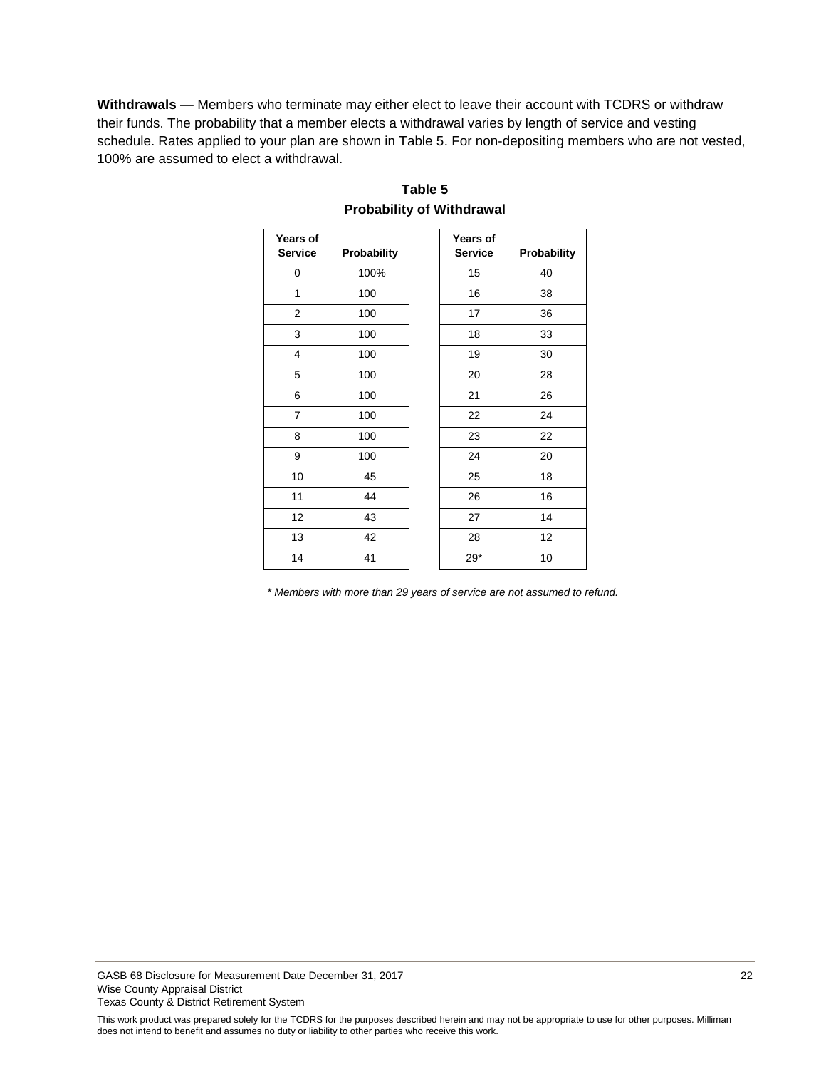**Withdrawals** — Members who terminate may either elect to leave their account with TCDRS or withdraw their funds. The probability that a member elects a withdrawal varies by length of service and vesting schedule. Rates applied to your plan are shown in Table 5. For non-depositing members who are not vested, 100% are assumed to elect a withdrawal.

**Table 5**
**Probability of Withdrawal**

| Years of Service | Probability |
|---|---|
| 0 | 100% |
| 1 | 100 |
| 2 | 100 |
| 3 | 100 |
| 4 | 100 |
| 5 | 100 |
| 6 | 100 |
| 7 | 100 |
| 8 | 100 |
| 9 | 100 |
| 10 | 45 |
| 11 | 44 |
| 12 | 43 |
| 13 | 42 |
| 14 | 41 |
| 15 | 40 |
| 16 | 38 |
| 17 | 36 |
| 18 | 33 |
| 19 | 30 |
| 20 | 28 |
| 21 | 26 |
| 22 | 24 |
| 23 | 22 |
| 24 | 20 |
| 25 | 18 |
| 26 | 16 |
| 27 | 14 |
| 28 | 12 |
| 29* | 10 |

*\* Members with more than 29 years of service are not assumed to refund.*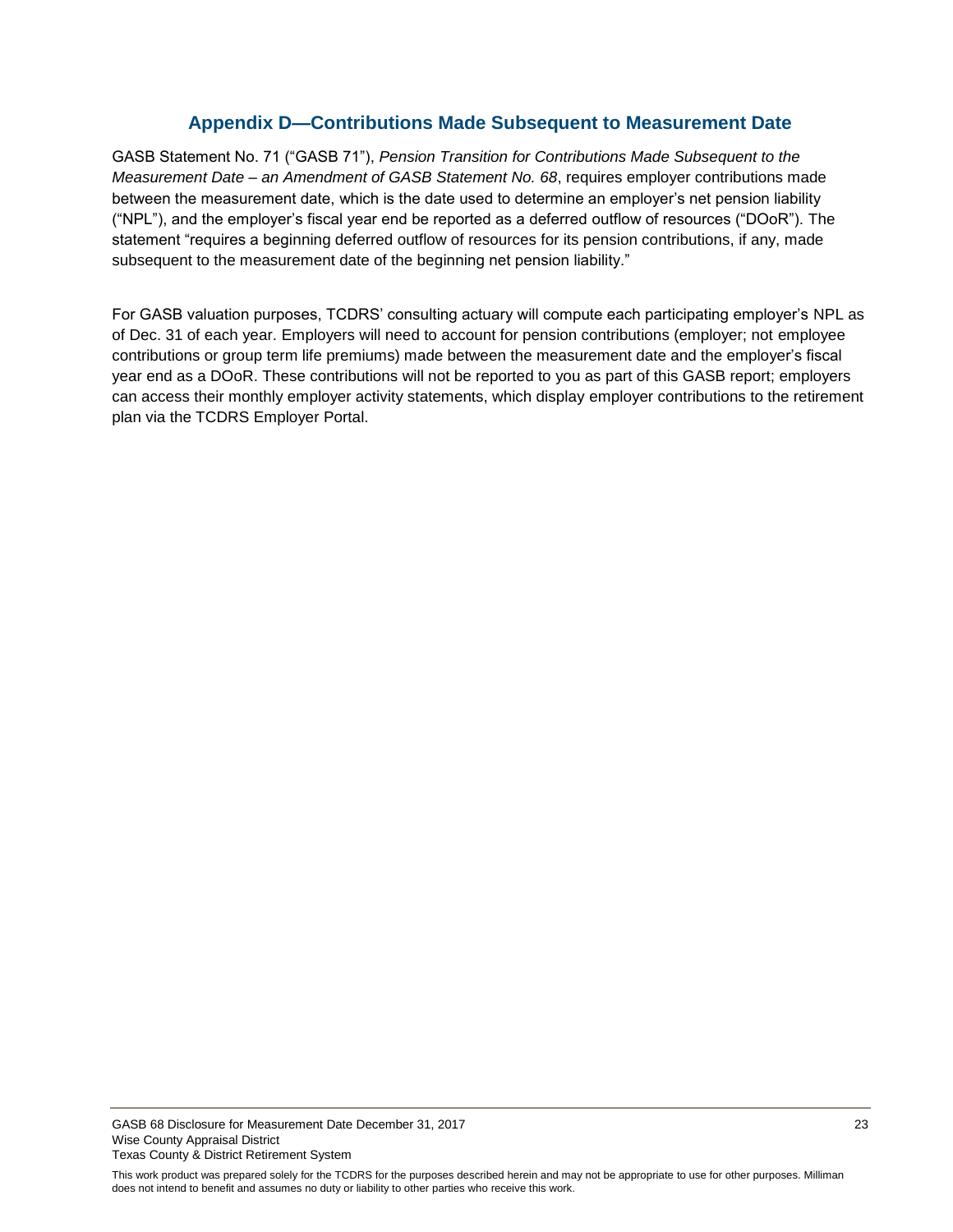## Appendix D—Contributions Made Subsequent to Measurement Date

GASB Statement No. 71 ("GASB 71"), *Pension Transition for Contributions Made Subsequent to the Measurement Date – an Amendment of GASB Statement No. 68*, requires employer contributions made between the measurement date, which is the date used to determine an employer's net pension liability ("NPL"), and the employer's fiscal year end be reported as a deferred outflow of resources ("DOoR"). The statement "requires a beginning deferred outflow of resources for its pension contributions, if any, made subsequent to the measurement date of the beginning net pension liability."

For GASB valuation purposes, TCDRS' consulting actuary will compute each participating employer's NPL as of Dec. 31 of each year. Employers will need to account for pension contributions (employer; not employee contributions or group term life premiums) made between the measurement date and the employer's fiscal year end as a DOoR. These contributions will not be reported to you as part of this GASB report; employers can access their monthly employer activity statements, which display employer contributions to the retirement plan via the TCDRS Employer Portal.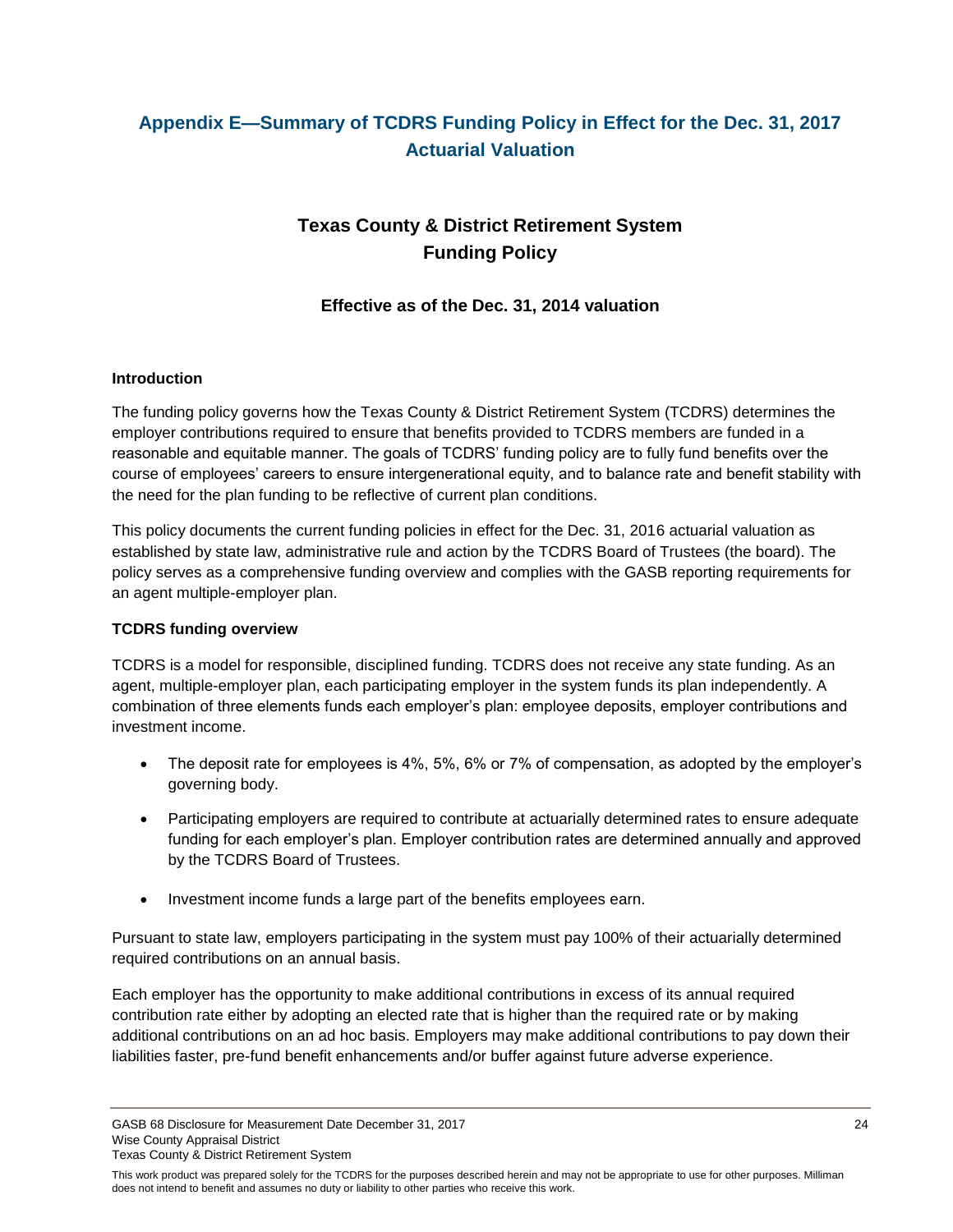# Appendix E—Summary of TCDRS Funding Policy in Effect for the Dec. 31, 2017 Actuarial Valuation

## Texas County & District Retirement System Funding Policy

### Effective as of the Dec. 31, 2014 valuation

**Introduction**

The funding policy governs how the Texas County & District Retirement System (TCDRS) determines the employer contributions required to ensure that benefits provided to TCDRS members are funded in a reasonable and equitable manner. The goals of TCDRS' funding policy are to fully fund benefits over the course of employees' careers to ensure intergenerational equity, and to balance rate and benefit stability with the need for the plan funding to be reflective of current plan conditions.

This policy documents the current funding policies in effect for the Dec. 31, 2016 actuarial valuation as established by state law, administrative rule and action by the TCDRS Board of Trustees (the board). The policy serves as a comprehensive funding overview and complies with the GASB reporting requirements for an agent multiple-employer plan.

**TCDRS funding overview**

TCDRS is a model for responsible, disciplined funding. TCDRS does not receive any state funding. As an agent, multiple-employer plan, each participating employer in the system funds its plan independently. A combination of three elements funds each employer's plan: employee deposits, employer contributions and investment income.

- The deposit rate for employees is 4%, 5%, 6% or 7% of compensation, as adopted by the employer's governing body.
- Participating employers are required to contribute at actuarially determined rates to ensure adequate funding for each employer's plan. Employer contribution rates are determined annually and approved by the TCDRS Board of Trustees.
- Investment income funds a large part of the benefits employees earn.

Pursuant to state law, employers participating in the system must pay 100% of their actuarially determined required contributions on an annual basis.

Each employer has the opportunity to make additional contributions in excess of its annual required contribution rate either by adopting an elected rate that is higher than the required rate or by making additional contributions on an ad hoc basis. Employers may make additional contributions to pay down their liabilities faster, pre-fund benefit enhancements and/or buffer against future adverse experience.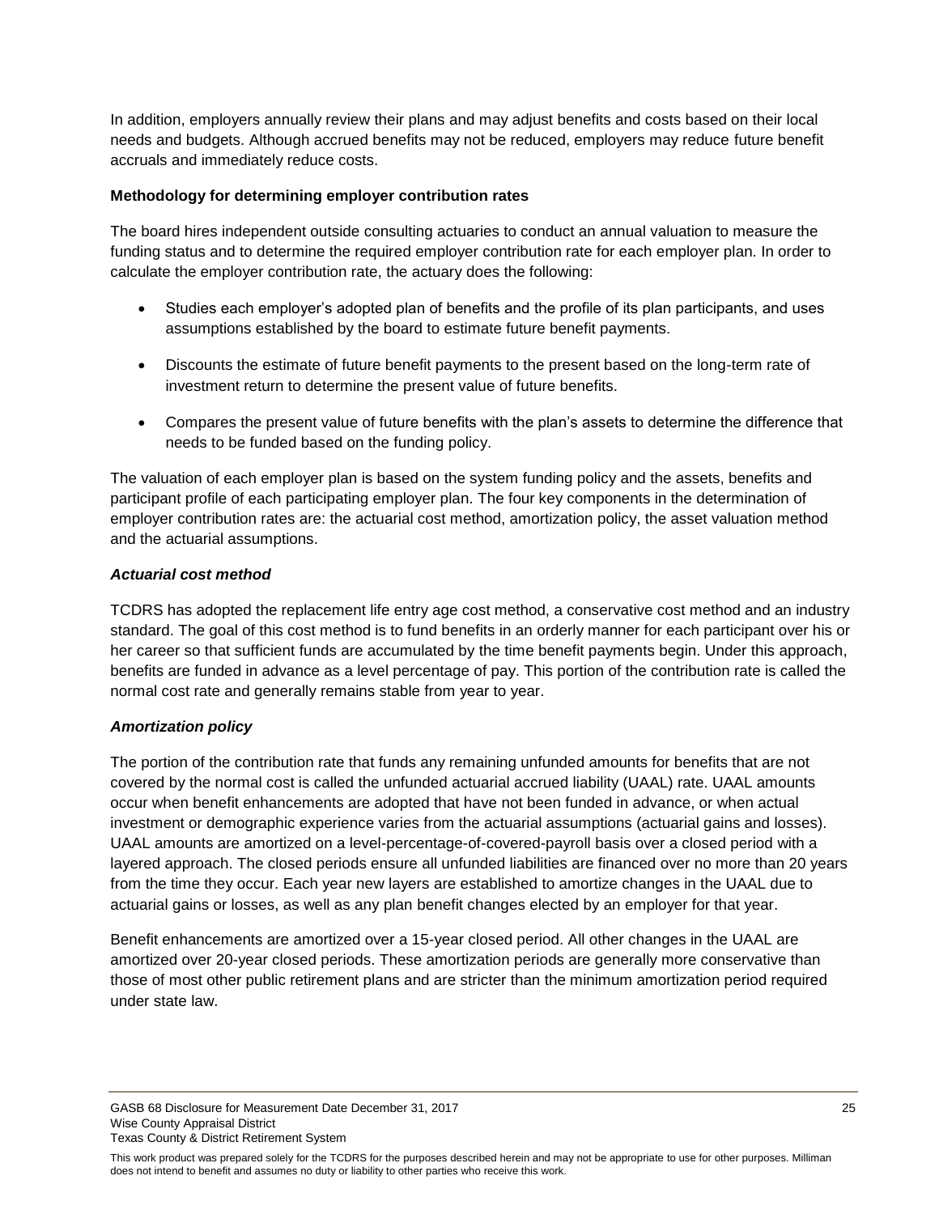In addition, employers annually review their plans and may adjust benefits and costs based on their local needs and budgets. Although accrued benefits may not be reduced, employers may reduce future benefit accruals and immediately reduce costs.

**Methodology for determining employer contribution rates**

The board hires independent outside consulting actuaries to conduct an annual valuation to measure the funding status and to determine the required employer contribution rate for each employer plan. In order to calculate the employer contribution rate, the actuary does the following:

- Studies each employer's adopted plan of benefits and the profile of its plan participants, and uses assumptions established by the board to estimate future benefit payments.
- Discounts the estimate of future benefit payments to the present based on the long-term rate of investment return to determine the present value of future benefits.
- Compares the present value of future benefits with the plan's assets to determine the difference that needs to be funded based on the funding policy.

The valuation of each employer plan is based on the system funding policy and the assets, benefits and participant profile of each participating employer plan. The four key components in the determination of employer contribution rates are: the actuarial cost method, amortization policy, the asset valuation method and the actuarial assumptions.

***Actuarial cost method***

TCDRS has adopted the replacement life entry age cost method, a conservative cost method and an industry standard. The goal of this cost method is to fund benefits in an orderly manner for each participant over his or her career so that sufficient funds are accumulated by the time benefit payments begin. Under this approach, benefits are funded in advance as a level percentage of pay. This portion of the contribution rate is called the normal cost rate and generally remains stable from year to year.

***Amortization policy***

The portion of the contribution rate that funds any remaining unfunded amounts for benefits that are not covered by the normal cost is called the unfunded actuarial accrued liability (UAAL) rate. UAAL amounts occur when benefit enhancements are adopted that have not been funded in advance, or when actual investment or demographic experience varies from the actuarial assumptions (actuarial gains and losses). UAAL amounts are amortized on a level-percentage-of-covered-payroll basis over a closed period with a layered approach. The closed periods ensure all unfunded liabilities are financed over no more than 20 years from the time they occur. Each year new layers are established to amortize changes in the UAAL due to actuarial gains or losses, as well as any plan benefit changes elected by an employer for that year.

Benefit enhancements are amortized over a 15-year closed period. All other changes in the UAAL are amortized over 20-year closed periods. These amortization periods are generally more conservative than those of most other public retirement plans and are stricter than the minimum amortization period required under state law.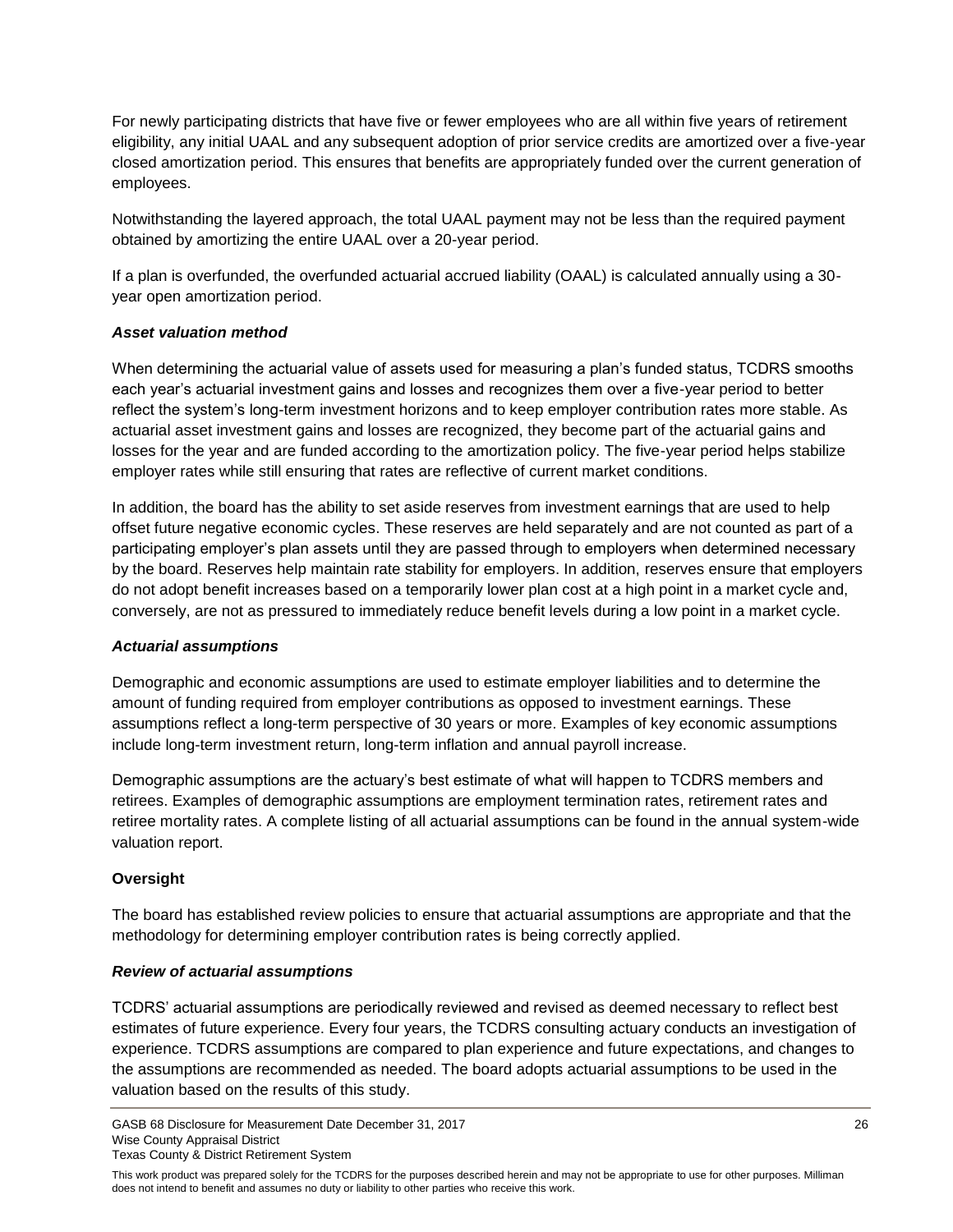For newly participating districts that have five or fewer employees who are all within five years of retirement eligibility, any initial UAAL and any subsequent adoption of prior service credits are amortized over a five-year closed amortization period. This ensures that benefits are appropriately funded over the current generation of employees.

Notwithstanding the layered approach, the total UAAL payment may not be less than the required payment obtained by amortizing the entire UAAL over a 20-year period.

If a plan is overfunded, the overfunded actuarial accrued liability (OAAL) is calculated annually using a 30-year open amortization period.

***Asset valuation method***

When determining the actuarial value of assets used for measuring a plan's funded status, TCDRS smooths each year's actuarial investment gains and losses and recognizes them over a five-year period to better reflect the system's long-term investment horizons and to keep employer contribution rates more stable. As actuarial asset investment gains and losses are recognized, they become part of the actuarial gains and losses for the year and are funded according to the amortization policy. The five-year period helps stabilize employer rates while still ensuring that rates are reflective of current market conditions.

In addition, the board has the ability to set aside reserves from investment earnings that are used to help offset future negative economic cycles. These reserves are held separately and are not counted as part of a participating employer's plan assets until they are passed through to employers when determined necessary by the board. Reserves help maintain rate stability for employers. In addition, reserves ensure that employers do not adopt benefit increases based on a temporarily lower plan cost at a high point in a market cycle and, conversely, are not as pressured to immediately reduce benefit levels during a low point in a market cycle.

***Actuarial assumptions***

Demographic and economic assumptions are used to estimate employer liabilities and to determine the amount of funding required from employer contributions as opposed to investment earnings. These assumptions reflect a long-term perspective of 30 years or more. Examples of key economic assumptions include long-term investment return, long-term inflation and annual payroll increase.

Demographic assumptions are the actuary's best estimate of what will happen to TCDRS members and retirees. Examples of demographic assumptions are employment termination rates, retirement rates and retiree mortality rates. A complete listing of all actuarial assumptions can be found in the annual system-wide valuation report.

**Oversight**

The board has established review policies to ensure that actuarial assumptions are appropriate and that the methodology for determining employer contribution rates is being correctly applied.

***Review of actuarial assumptions***

TCDRS' actuarial assumptions are periodically reviewed and revised as deemed necessary to reflect best estimates of future experience. Every four years, the TCDRS consulting actuary conducts an investigation of experience. TCDRS assumptions are compared to plan experience and future expectations, and changes to the assumptions are recommended as needed. The board adopts actuarial assumptions to be used in the valuation based on the results of this study.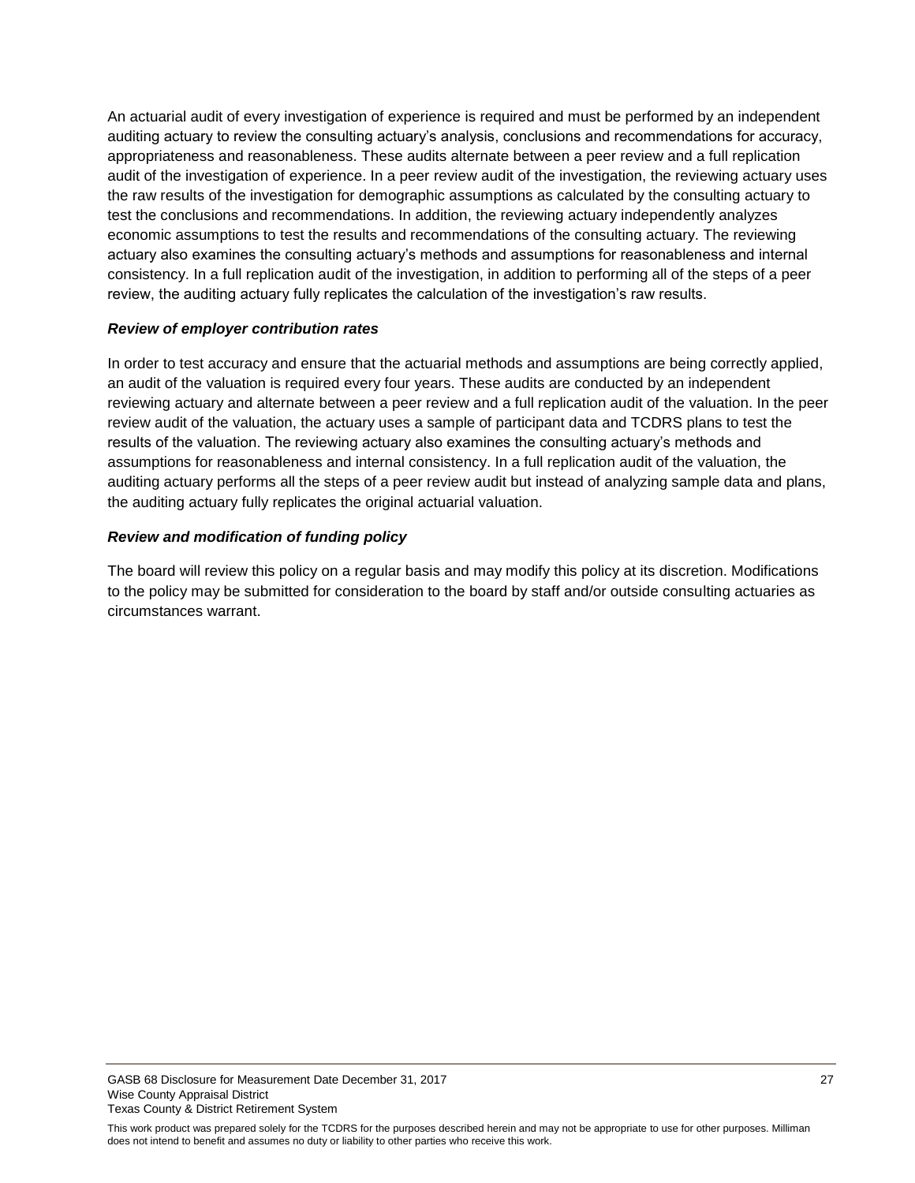An actuarial audit of every investigation of experience is required and must be performed by an independent auditing actuary to review the consulting actuary's analysis, conclusions and recommendations for accuracy, appropriateness and reasonableness. These audits alternate between a peer review and a full replication audit of the investigation of experience. In a peer review audit of the investigation, the reviewing actuary uses the raw results of the investigation for demographic assumptions as calculated by the consulting actuary to test the conclusions and recommendations. In addition, the reviewing actuary independently analyzes economic assumptions to test the results and recommendations of the consulting actuary. The reviewing actuary also examines the consulting actuary's methods and assumptions for reasonableness and internal consistency. In a full replication audit of the investigation, in addition to performing all of the steps of a peer review, the auditing actuary fully replicates the calculation of the investigation's raw results.

***Review of employer contribution rates***

In order to test accuracy and ensure that the actuarial methods and assumptions are being correctly applied, an audit of the valuation is required every four years. These audits are conducted by an independent reviewing actuary and alternate between a peer review and a full replication audit of the valuation. In the peer review audit of the valuation, the actuary uses a sample of participant data and TCDRS plans to test the results of the valuation. The reviewing actuary also examines the consulting actuary's methods and assumptions for reasonableness and internal consistency. In a full replication audit of the valuation, the auditing actuary performs all the steps of a peer review audit but instead of analyzing sample data and plans, the auditing actuary fully replicates the original actuarial valuation.

***Review and modification of funding policy***

The board will review this policy on a regular basis and may modify this policy at its discretion. Modifications to the policy may be submitted for consideration to the board by staff and/or outside consulting actuaries as circumstances warrant.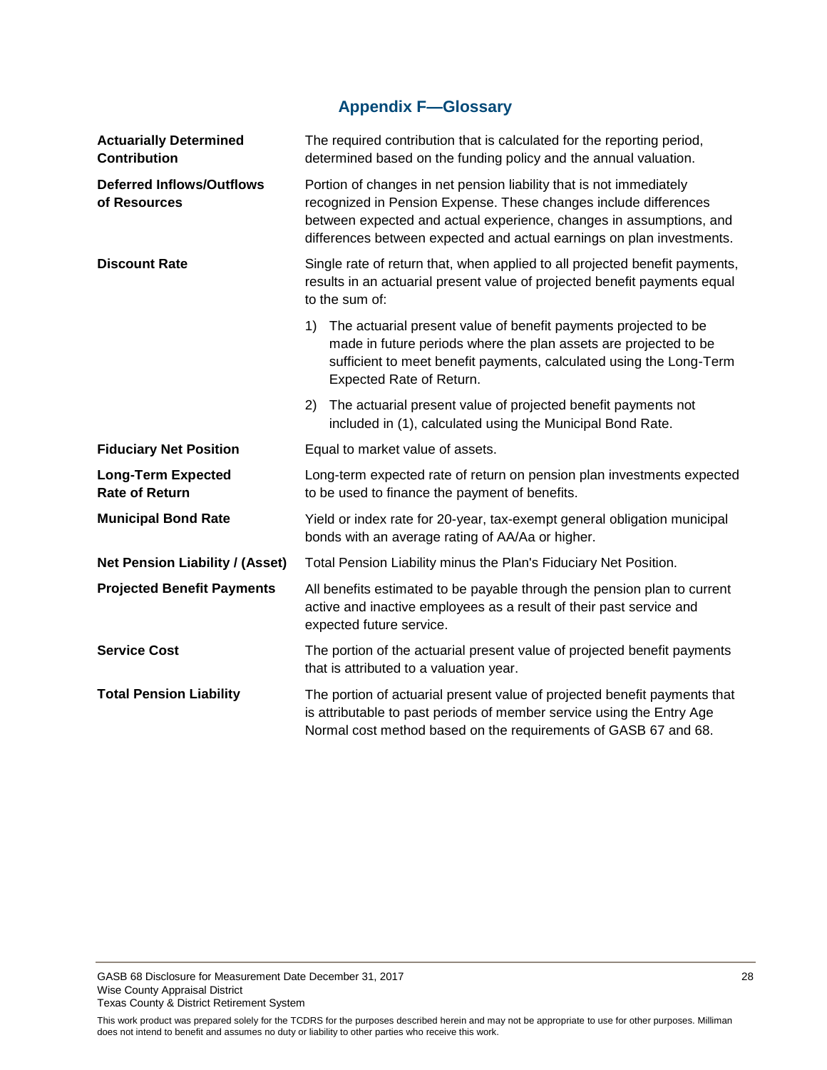## Appendix F—Glossary

| | |
|---|---|
| **Actuarially Determined Contribution** | The required contribution that is calculated for the reporting period, determined based on the funding policy and the annual valuation. |
| **Deferred Inflows/Outflows of Resources** | Portion of changes in net pension liability that is not immediately recognized in Pension Expense. These changes include differences between expected and actual experience, changes in assumptions, and differences between expected and actual earnings on plan investments. |
| **Discount Rate** | Single rate of return that, when applied to all projected benefit payments, results in an actuarial present value of projected benefit payments equal to the sum of:<br>1) The actuarial present value of benefit payments projected to be made in future periods where the plan assets are projected to be sufficient to meet benefit payments, calculated using the Long-Term Expected Rate of Return.<br>2) The actuarial present value of projected benefit payments not included in (1), calculated using the Municipal Bond Rate. |
| **Fiduciary Net Position** | Equal to market value of assets. |
| **Long-Term Expected Rate of Return** | Long-term expected rate of return on pension plan investments expected to be used to finance the payment of benefits. |
| **Municipal Bond Rate** | Yield or index rate for 20-year, tax-exempt general obligation municipal bonds with an average rating of AA/Aa or higher. |
| **Net Pension Liability / (Asset)** | Total Pension Liability minus the Plan's Fiduciary Net Position. |
| **Projected Benefit Payments** | All benefits estimated to be payable through the pension plan to current active and inactive employees as a result of their past service and expected future service. |
| **Service Cost** | The portion of the actuarial present value of projected benefit payments that is attributed to a valuation year. |
| **Total Pension Liability** | The portion of actuarial present value of projected benefit payments that is attributable to past periods of member service using the Entry Age Normal cost method based on the requirements of GASB 67 and 68. |